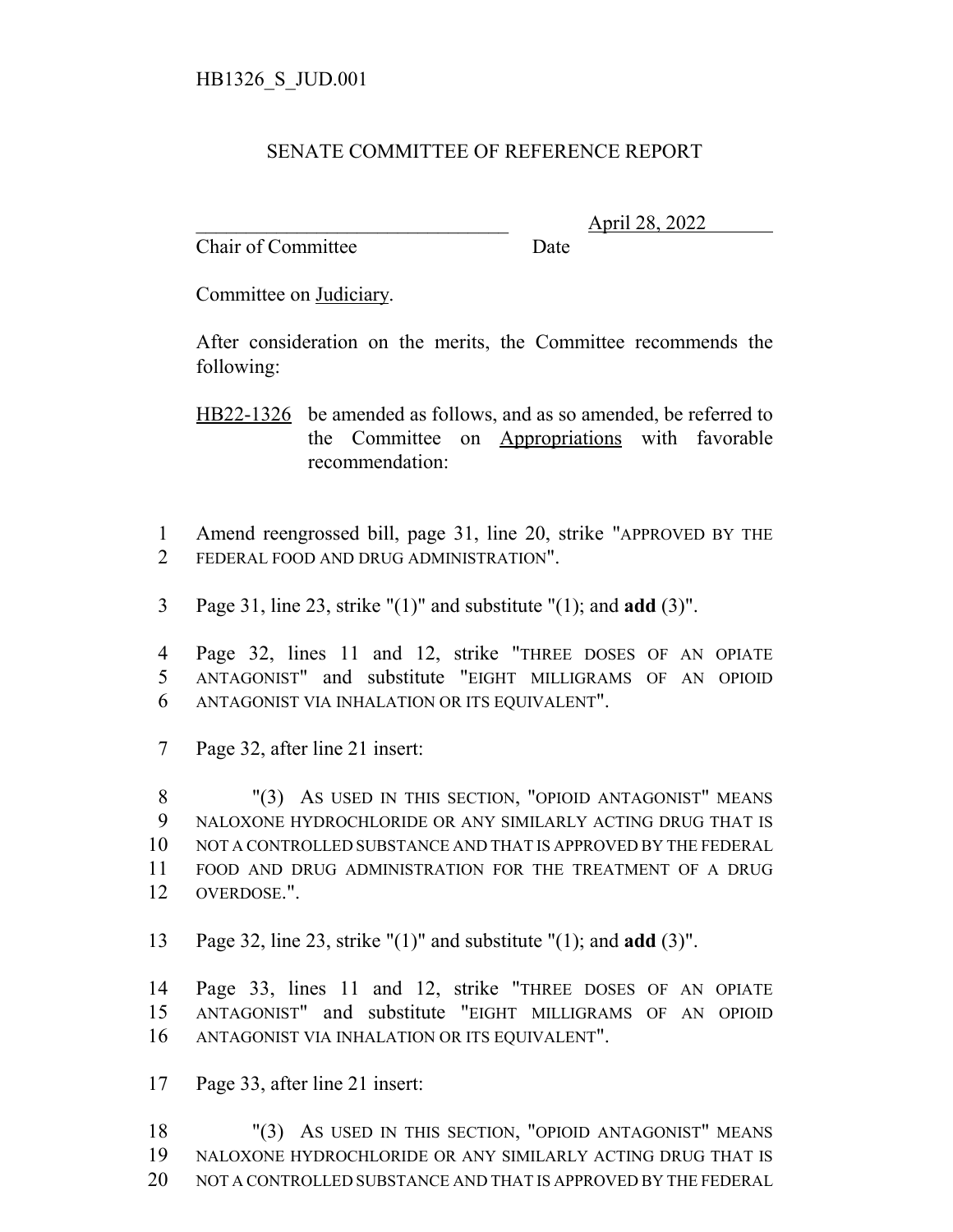HB1326_S_JUD.001

# SENATE COMMITTEE OF REFERENCE REPORT

________________________________ April 28, 2022
Chair of Committee Date

Committee on Judiciary.

After consideration on the merits, the Committee recommends the following:

HB22-1326 be amended as follows, and as so amended, be referred to the Committee on Appropriations with favorable recommendation:

1 Amend reengrossed bill, page 31, line 20, strike "APPROVED BY THE
2 FEDERAL FOOD AND DRUG ADMINISTRATION".

3 Page 31, line 23, strike "(1)" and substitute "(1); and **add** (3)".

4 Page 32, lines 11 and 12, strike "THREE DOSES OF AN OPIATE
5 ANTAGONIST" and substitute "EIGHT MILLIGRAMS OF AN OPIOID
6 ANTAGONIST VIA INHALATION OR ITS EQUIVALENT".

7 Page 32, after line 21 insert:

8 "(3) AS USED IN THIS SECTION, "OPIOID ANTAGONIST" MEANS
9 NALOXONE HYDROCHLORIDE OR ANY SIMILARLY ACTING DRUG THAT IS
10 NOT A CONTROLLED SUBSTANCE AND THAT IS APPROVED BY THE FEDERAL
11 FOOD AND DRUG ADMINISTRATION FOR THE TREATMENT OF A DRUG
12 OVERDOSE.".

13 Page 32, line 23, strike "(1)" and substitute "(1); and **add** (3)".

14 Page 33, lines 11 and 12, strike "THREE DOSES OF AN OPIATE
15 ANTAGONIST" and substitute "EIGHT MILLIGRAMS OF AN OPIOID
16 ANTAGONIST VIA INHALATION OR ITS EQUIVALENT".

17 Page 33, after line 21 insert:

18 "(3) AS USED IN THIS SECTION, "OPIOID ANTAGONIST" MEANS
19 NALOXONE HYDROCHLORIDE OR ANY SIMILARLY ACTING DRUG THAT IS
20 NOT A CONTROLLED SUBSTANCE AND THAT IS APPROVED BY THE FEDERAL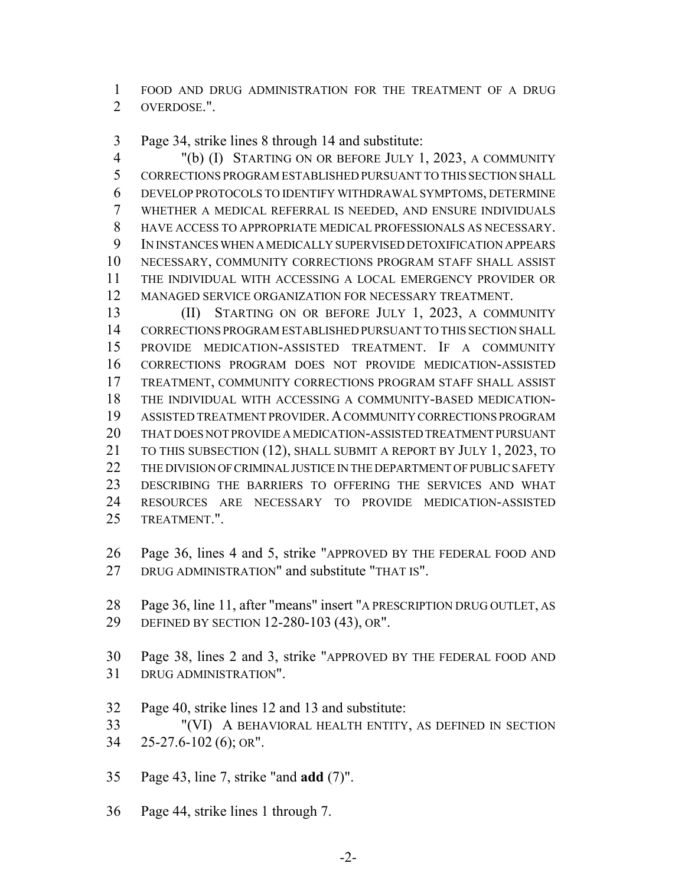FOOD AND DRUG ADMINISTRATION FOR THE TREATMENT OF A DRUG OVERDOSE.".

Page 34, strike lines 8 through 14 and substitute:

"(b) (I) STARTING ON OR BEFORE JULY 1, 2023, A COMMUNITY CORRECTIONS PROGRAM ESTABLISHED PURSUANT TO THIS SECTION SHALL DEVELOP PROTOCOLS TO IDENTIFY WITHDRAWAL SYMPTOMS, DETERMINE WHETHER A MEDICAL REFERRAL IS NEEDED, AND ENSURE INDIVIDUALS HAVE ACCESS TO APPROPRIATE MEDICAL PROFESSIONALS AS NECESSARY. IN INSTANCES WHEN A MEDICALLY SUPERVISED DETOXIFICATION APPEARS NECESSARY, COMMUNITY CORRECTIONS PROGRAM STAFF SHALL ASSIST THE INDIVIDUAL WITH ACCESSING A LOCAL EMERGENCY PROVIDER OR MANAGED SERVICE ORGANIZATION FOR NECESSARY TREATMENT.

(II) STARTING ON OR BEFORE JULY 1, 2023, A COMMUNITY CORRECTIONS PROGRAM ESTABLISHED PURSUANT TO THIS SECTION SHALL PROVIDE MEDICATION-ASSISTED TREATMENT. IF A COMMUNITY CORRECTIONS PROGRAM DOES NOT PROVIDE MEDICATION-ASSISTED TREATMENT, COMMUNITY CORRECTIONS PROGRAM STAFF SHALL ASSIST THE INDIVIDUAL WITH ACCESSING A COMMUNITY-BASED MEDICATION-ASSISTED TREATMENT PROVIDER. A COMMUNITY CORRECTIONS PROGRAM THAT DOES NOT PROVIDE A MEDICATION-ASSISTED TREATMENT PURSUANT TO THIS SUBSECTION (12), SHALL SUBMIT A REPORT BY JULY 1, 2023, TO THE DIVISION OF CRIMINAL JUSTICE IN THE DEPARTMENT OF PUBLIC SAFETY DESCRIBING THE BARRIERS TO OFFERING THE SERVICES AND WHAT RESOURCES ARE NECESSARY TO PROVIDE MEDICATION-ASSISTED TREATMENT.".

Page 36, lines 4 and 5, strike "APPROVED BY THE FEDERAL FOOD AND DRUG ADMINISTRATION" and substitute "THAT IS".

Page 36, line 11, after "means" insert "A PRESCRIPTION DRUG OUTLET, AS DEFINED BY SECTION 12-280-103 (43), OR".

Page 38, lines 2 and 3, strike "APPROVED BY THE FEDERAL FOOD AND DRUG ADMINISTRATION".

Page 40, strike lines 12 and 13 and substitute:

"(VI) A BEHAVIORAL HEALTH ENTITY, AS DEFINED IN SECTION 25-27.6-102 (6); OR".

Page 43, line 7, strike "and **add** (7)".

Page 44, strike lines 1 through 7.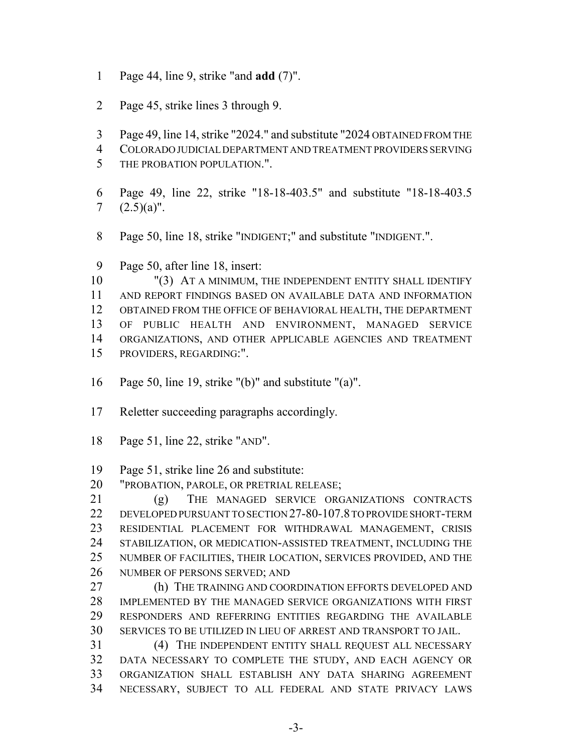1 Page 44, line 9, strike "and **add** (7)".

2 Page 45, strike lines 3 through 9.

3 Page 49, line 14, strike "2024." and substitute "2024 OBTAINED FROM THE
4 COLORADO JUDICIAL DEPARTMENT AND TREATMENT PROVIDERS SERVING
5 THE PROBATION POPULATION.".

6 Page 49, line 22, strike "18-18-403.5" and substitute "18-18-403.5
7 (2.5)(a)".

8 Page 50, line 18, strike "INDIGENT;" and substitute "INDIGENT.".

9 Page 50, after line 18, insert:
10 "(3) AT A MINIMUM, THE INDEPENDENT ENTITY SHALL IDENTIFY
11 AND REPORT FINDINGS BASED ON AVAILABLE DATA AND INFORMATION
12 OBTAINED FROM THE OFFICE OF BEHAVIORAL HEALTH, THE DEPARTMENT
13 OF PUBLIC HEALTH AND ENVIRONMENT, MANAGED SERVICE
14 ORGANIZATIONS, AND OTHER APPLICABLE AGENCIES AND TREATMENT
15 PROVIDERS, REGARDING:".

16 Page 50, line 19, strike "(b)" and substitute "(a)".

17 Reletter succeeding paragraphs accordingly.

18 Page 51, line 22, strike "AND".

19 Page 51, strike line 26 and substitute:
20 "PROBATION, PAROLE, OR PRETRIAL RELEASE;
21 (g) THE MANAGED SERVICE ORGANIZATIONS CONTRACTS
22 DEVELOPED PURSUANT TO SECTION 27-80-107.8 TO PROVIDE SHORT-TERM
23 RESIDENTIAL PLACEMENT FOR WITHDRAWAL MANAGEMENT, CRISIS
24 STABILIZATION, OR MEDICATION-ASSISTED TREATMENT, INCLUDING THE
25 NUMBER OF FACILITIES, THEIR LOCATION, SERVICES PROVIDED, AND THE
26 NUMBER OF PERSONS SERVED; AND
27 (h) THE TRAINING AND COORDINATION EFFORTS DEVELOPED AND
28 IMPLEMENTED BY THE MANAGED SERVICE ORGANIZATIONS WITH FIRST
29 RESPONDERS AND REFERRING ENTITIES REGARDING THE AVAILABLE
30 SERVICES TO BE UTILIZED IN LIEU OF ARREST AND TRANSPORT TO JAIL.
31 (4) THE INDEPENDENT ENTITY SHALL REQUEST ALL NECESSARY
32 DATA NECESSARY TO COMPLETE THE STUDY, AND EACH AGENCY OR
33 ORGANIZATION SHALL ESTABLISH ANY DATA SHARING AGREEMENT
34 NECESSARY, SUBJECT TO ALL FEDERAL AND STATE PRIVACY LAWS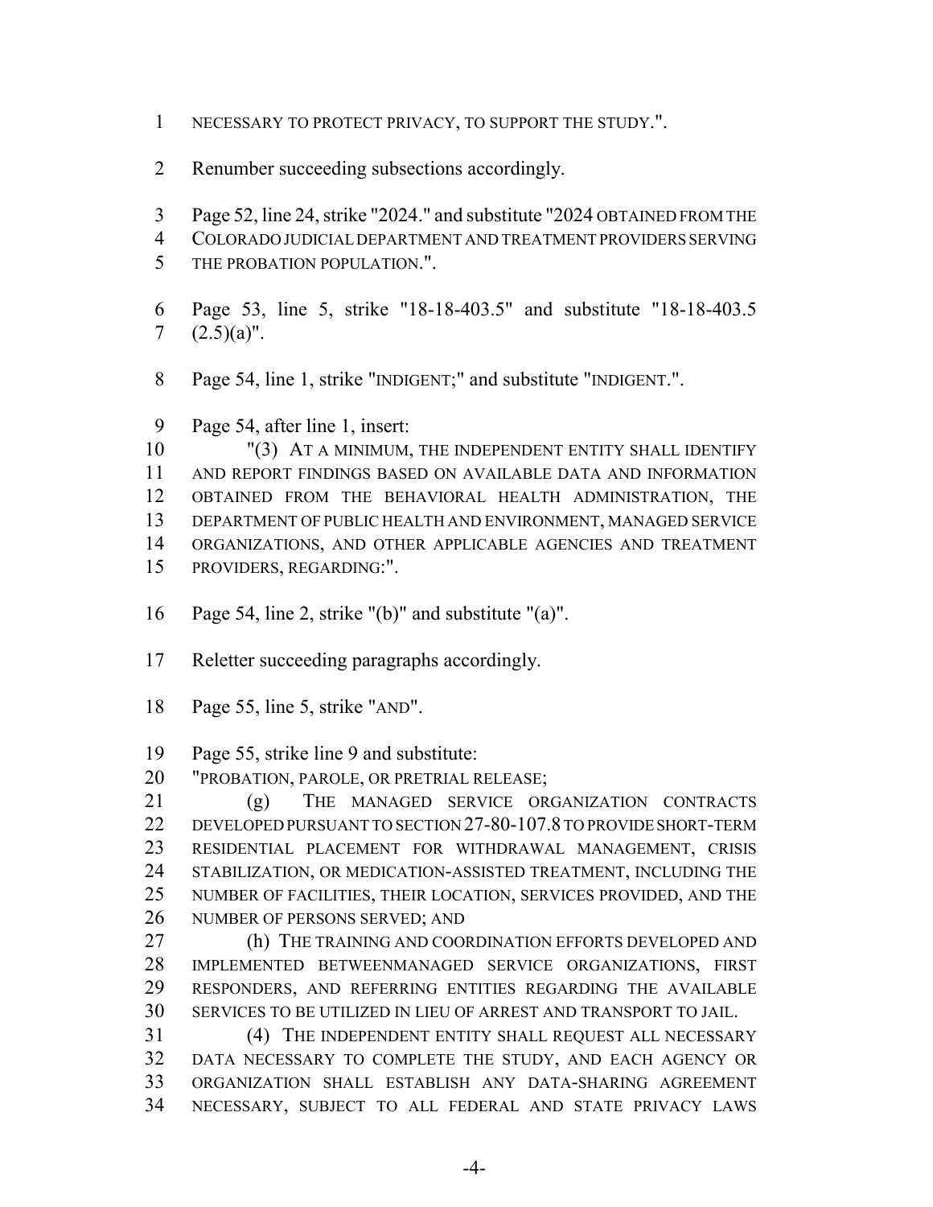NECESSARY TO PROTECT PRIVACY, TO SUPPORT THE STUDY.".

Renumber succeeding subsections accordingly.

Page 52, line 24, strike "2024." and substitute "2024 OBTAINED FROM THE COLORADO JUDICIAL DEPARTMENT AND TREATMENT PROVIDERS SERVING THE PROBATION POPULATION.".

Page 53, line 5, strike "18-18-403.5" and substitute "18-18-403.5 (2.5)(a)".

Page 54, line 1, strike "INDIGENT;" and substitute "INDIGENT.".

Page 54, after line 1, insert:

"(3) AT A MINIMUM, THE INDEPENDENT ENTITY SHALL IDENTIFY AND REPORT FINDINGS BASED ON AVAILABLE DATA AND INFORMATION OBTAINED FROM THE BEHAVIORAL HEALTH ADMINISTRATION, THE DEPARTMENT OF PUBLIC HEALTH AND ENVIRONMENT, MANAGED SERVICE ORGANIZATIONS, AND OTHER APPLICABLE AGENCIES AND TREATMENT PROVIDERS, REGARDING:".

Page 54, line 2, strike "(b)" and substitute "(a)".

Reletter succeeding paragraphs accordingly.

Page 55, line 5, strike "AND".

Page 55, strike line 9 and substitute:

"PROBATION, PAROLE, OR PRETRIAL RELEASE;

(g) THE MANAGED SERVICE ORGANIZATION CONTRACTS DEVELOPED PURSUANT TO SECTION 27-80-107.8 TO PROVIDE SHORT-TERM RESIDENTIAL PLACEMENT FOR WITHDRAWAL MANAGEMENT, CRISIS STABILIZATION, OR MEDICATION-ASSISTED TREATMENT, INCLUDING THE NUMBER OF FACILITIES, THEIR LOCATION, SERVICES PROVIDED, AND THE NUMBER OF PERSONS SERVED; AND

(h) THE TRAINING AND COORDINATION EFFORTS DEVELOPED AND IMPLEMENTED BETWEENMANAGED SERVICE ORGANIZATIONS, FIRST RESPONDERS, AND REFERRING ENTITIES REGARDING THE AVAILABLE SERVICES TO BE UTILIZED IN LIEU OF ARREST AND TRANSPORT TO JAIL.

(4) THE INDEPENDENT ENTITY SHALL REQUEST ALL NECESSARY DATA NECESSARY TO COMPLETE THE STUDY, AND EACH AGENCY OR ORGANIZATION SHALL ESTABLISH ANY DATA-SHARING AGREEMENT NECESSARY, SUBJECT TO ALL FEDERAL AND STATE PRIVACY LAWS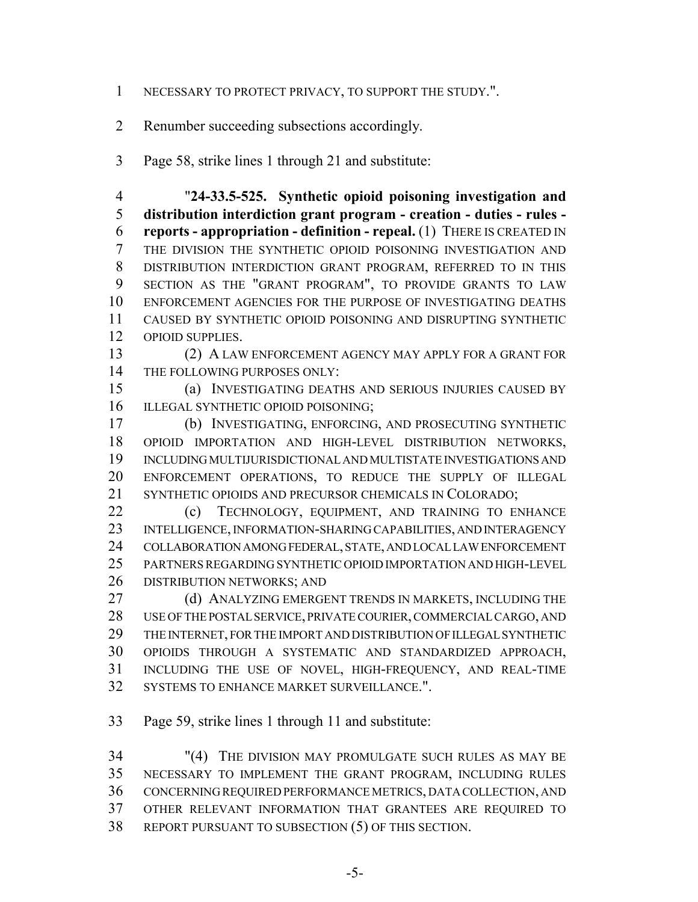NECESSARY TO PROTECT PRIVACY, TO SUPPORT THE STUDY.".

Renumber succeeding subsections accordingly.

Page 58, strike lines 1 through 21 and substitute:

"**24-33.5-525. Synthetic opioid poisoning investigation and distribution interdiction grant program - creation - duties - rules - reports - appropriation - definition - repeal.** (1) THERE IS CREATED IN THE DIVISION THE SYNTHETIC OPIOID POISONING INVESTIGATION AND DISTRIBUTION INTERDICTION GRANT PROGRAM, REFERRED TO IN THIS SECTION AS THE "GRANT PROGRAM", TO PROVIDE GRANTS TO LAW ENFORCEMENT AGENCIES FOR THE PURPOSE OF INVESTIGATING DEATHS CAUSED BY SYNTHETIC OPIOID POISONING AND DISRUPTING SYNTHETIC OPIOID SUPPLIES.

(2) A LAW ENFORCEMENT AGENCY MAY APPLY FOR A GRANT FOR THE FOLLOWING PURPOSES ONLY:

(a) INVESTIGATING DEATHS AND SERIOUS INJURIES CAUSED BY ILLEGAL SYNTHETIC OPIOID POISONING;

(b) INVESTIGATING, ENFORCING, AND PROSECUTING SYNTHETIC OPIOID IMPORTATION AND HIGH-LEVEL DISTRIBUTION NETWORKS, INCLUDING MULTIJURISDICTIONAL AND MULTISTATE INVESTIGATIONS AND ENFORCEMENT OPERATIONS, TO REDUCE THE SUPPLY OF ILLEGAL SYNTHETIC OPIOIDS AND PRECURSOR CHEMICALS IN COLORADO;

(c) TECHNOLOGY, EQUIPMENT, AND TRAINING TO ENHANCE INTELLIGENCE, INFORMATION-SHARING CAPABILITIES, AND INTERAGENCY COLLABORATION AMONG FEDERAL, STATE, AND LOCAL LAW ENFORCEMENT PARTNERS REGARDING SYNTHETIC OPIOID IMPORTATION AND HIGH-LEVEL DISTRIBUTION NETWORKS; AND

(d) ANALYZING EMERGENT TRENDS IN MARKETS, INCLUDING THE USE OF THE POSTAL SERVICE, PRIVATE COURIER, COMMERCIAL CARGO, AND THE INTERNET, FOR THE IMPORT AND DISTRIBUTION OF ILLEGAL SYNTHETIC OPIOIDS THROUGH A SYSTEMATIC AND STANDARDIZED APPROACH, INCLUDING THE USE OF NOVEL, HIGH-FREQUENCY, AND REAL-TIME SYSTEMS TO ENHANCE MARKET SURVEILLANCE.".

Page 59, strike lines 1 through 11 and substitute:

"(4) THE DIVISION MAY PROMULGATE SUCH RULES AS MAY BE NECESSARY TO IMPLEMENT THE GRANT PROGRAM, INCLUDING RULES CONCERNING REQUIRED PERFORMANCE METRICS, DATA COLLECTION, AND OTHER RELEVANT INFORMATION THAT GRANTEES ARE REQUIRED TO REPORT PURSUANT TO SUBSECTION (5) OF THIS SECTION.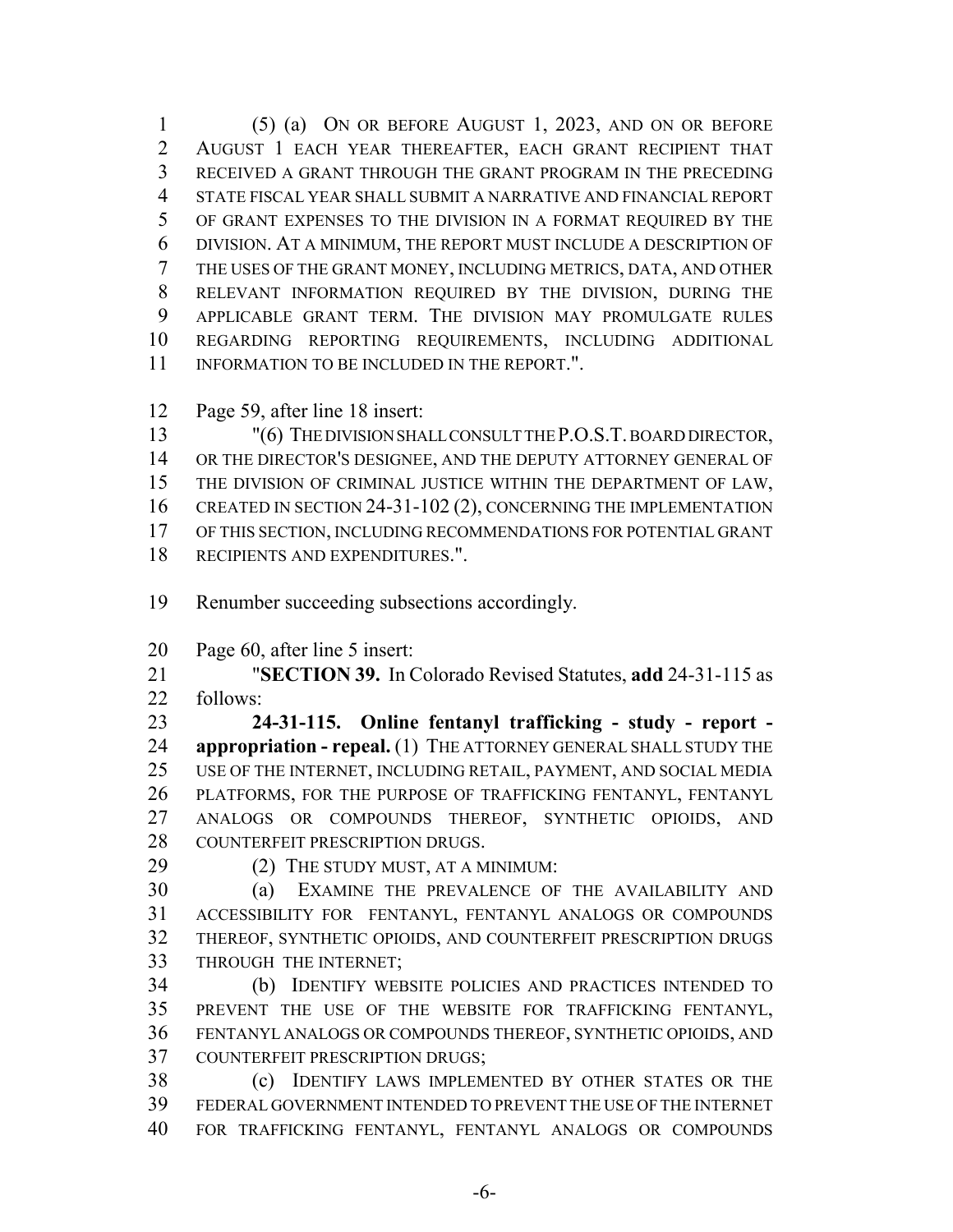(5) (a) ON OR BEFORE AUGUST 1, 2023, AND ON OR BEFORE AUGUST 1 EACH YEAR THEREAFTER, EACH GRANT RECIPIENT THAT RECEIVED A GRANT THROUGH THE GRANT PROGRAM IN THE PRECEDING STATE FISCAL YEAR SHALL SUBMIT A NARRATIVE AND FINANCIAL REPORT OF GRANT EXPENSES TO THE DIVISION IN A FORMAT REQUIRED BY THE DIVISION. AT A MINIMUM, THE REPORT MUST INCLUDE A DESCRIPTION OF THE USES OF THE GRANT MONEY, INCLUDING METRICS, DATA, AND OTHER RELEVANT INFORMATION REQUIRED BY THE DIVISION, DURING THE APPLICABLE GRANT TERM. THE DIVISION MAY PROMULGATE RULES REGARDING REPORTING REQUIREMENTS, INCLUDING ADDITIONAL INFORMATION TO BE INCLUDED IN THE REPORT.".

Page 59, after line 18 insert:

"(6) THE DIVISION SHALL CONSULT THE P.O.S.T. BOARD DIRECTOR, OR THE DIRECTOR'S DESIGNEE, AND THE DEPUTY ATTORNEY GENERAL OF THE DIVISION OF CRIMINAL JUSTICE WITHIN THE DEPARTMENT OF LAW, CREATED IN SECTION 24-31-102 (2), CONCERNING THE IMPLEMENTATION OF THIS SECTION, INCLUDING RECOMMENDATIONS FOR POTENTIAL GRANT RECIPIENTS AND EXPENDITURES.".

Renumber succeeding subsections accordingly.

Page 60, after line 5 insert:

"**SECTION 39.** In Colorado Revised Statutes, **add** 24-31-115 as follows:

**24-31-115. Online fentanyl trafficking - study - report - appropriation - repeal.** (1) THE ATTORNEY GENERAL SHALL STUDY THE USE OF THE INTERNET, INCLUDING RETAIL, PAYMENT, AND SOCIAL MEDIA PLATFORMS, FOR THE PURPOSE OF TRAFFICKING FENTANYL, FENTANYL ANALOGS OR COMPOUNDS THEREOF, SYNTHETIC OPIOIDS, AND COUNTERFEIT PRESCRIPTION DRUGS.

(2) THE STUDY MUST, AT A MINIMUM:

(a) EXAMINE THE PREVALENCE OF THE AVAILABILITY AND ACCESSIBILITY FOR FENTANYL, FENTANYL ANALOGS OR COMPOUNDS THEREOF, SYNTHETIC OPIOIDS, AND COUNTERFEIT PRESCRIPTION DRUGS THROUGH THE INTERNET;

(b) IDENTIFY WEBSITE POLICIES AND PRACTICES INTENDED TO PREVENT THE USE OF THE WEBSITE FOR TRAFFICKING FENTANYL, FENTANYL ANALOGS OR COMPOUNDS THEREOF, SYNTHETIC OPIOIDS, AND COUNTERFEIT PRESCRIPTION DRUGS;

(c) IDENTIFY LAWS IMPLEMENTED BY OTHER STATES OR THE FEDERAL GOVERNMENT INTENDED TO PREVENT THE USE OF THE INTERNET FOR TRAFFICKING FENTANYL, FENTANYL ANALOGS OR COMPOUNDS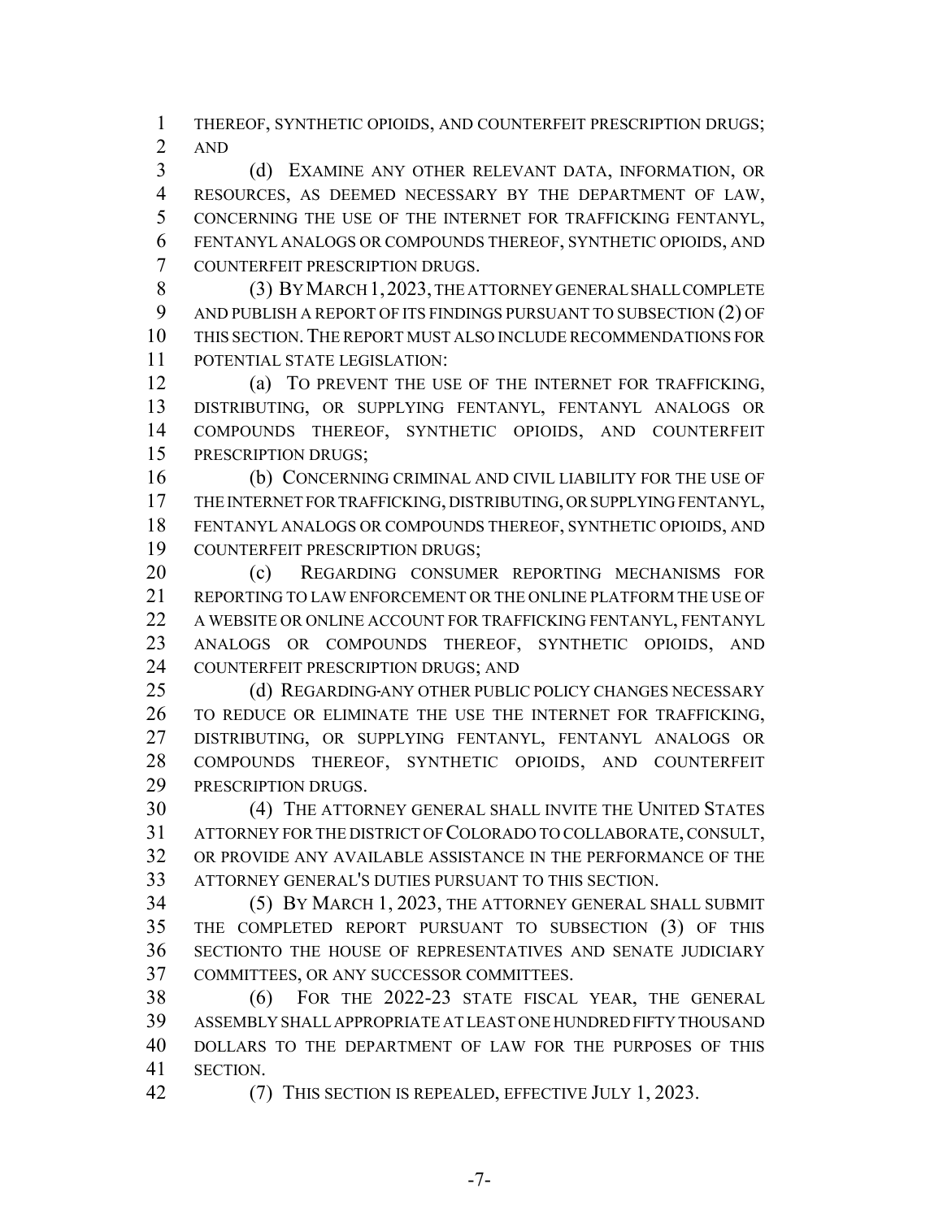THEREOF, SYNTHETIC OPIOIDS, AND COUNTERFEIT PRESCRIPTION DRUGS; AND

(d) EXAMINE ANY OTHER RELEVANT DATA, INFORMATION, OR RESOURCES, AS DEEMED NECESSARY BY THE DEPARTMENT OF LAW, CONCERNING THE USE OF THE INTERNET FOR TRAFFICKING FENTANYL, FENTANYL ANALOGS OR COMPOUNDS THEREOF, SYNTHETIC OPIOIDS, AND COUNTERFEIT PRESCRIPTION DRUGS.

(3) BY MARCH 1, 2023, THE ATTORNEY GENERAL SHALL COMPLETE AND PUBLISH A REPORT OF ITS FINDINGS PURSUANT TO SUBSECTION (2) OF THIS SECTION. THE REPORT MUST ALSO INCLUDE RECOMMENDATIONS FOR POTENTIAL STATE LEGISLATION:

(a) TO PREVENT THE USE OF THE INTERNET FOR TRAFFICKING, DISTRIBUTING, OR SUPPLYING FENTANYL, FENTANYL ANALOGS OR COMPOUNDS THEREOF, SYNTHETIC OPIOIDS, AND COUNTERFEIT PRESCRIPTION DRUGS;

(b) CONCERNING CRIMINAL AND CIVIL LIABILITY FOR THE USE OF THE INTERNET FOR TRAFFICKING, DISTRIBUTING, OR SUPPLYING FENTANYL, FENTANYL ANALOGS OR COMPOUNDS THEREOF, SYNTHETIC OPIOIDS, AND COUNTERFEIT PRESCRIPTION DRUGS;

(c) REGARDING CONSUMER REPORTING MECHANISMS FOR REPORTING TO LAW ENFORCEMENT OR THE ONLINE PLATFORM THE USE OF A WEBSITE OR ONLINE ACCOUNT FOR TRAFFICKING FENTANYL, FENTANYL ANALOGS OR COMPOUNDS THEREOF, SYNTHETIC OPIOIDS, AND COUNTERFEIT PRESCRIPTION DRUGS; AND

(d) REGARDING ANY OTHER PUBLIC POLICY CHANGES NECESSARY TO REDUCE OR ELIMINATE THE USE THE INTERNET FOR TRAFFICKING, DISTRIBUTING, OR SUPPLYING FENTANYL, FENTANYL ANALOGS OR COMPOUNDS THEREOF, SYNTHETIC OPIOIDS, AND COUNTERFEIT PRESCRIPTION DRUGS.

(4) THE ATTORNEY GENERAL SHALL INVITE THE UNITED STATES ATTORNEY FOR THE DISTRICT OF COLORADO TO COLLABORATE, CONSULT, OR PROVIDE ANY AVAILABLE ASSISTANCE IN THE PERFORMANCE OF THE ATTORNEY GENERAL'S DUTIES PURSUANT TO THIS SECTION.

(5) BY MARCH 1, 2023, THE ATTORNEY GENERAL SHALL SUBMIT THE COMPLETED REPORT PURSUANT TO SUBSECTION (3) OF THIS SECTIONTO THE HOUSE OF REPRESENTATIVES AND SENATE JUDICIARY COMMITTEES, OR ANY SUCCESSOR COMMITTEES.

(6) FOR THE 2022-23 STATE FISCAL YEAR, THE GENERAL ASSEMBLY SHALL APPROPRIATE AT LEAST ONE HUNDRED FIFTY THOUSAND DOLLARS TO THE DEPARTMENT OF LAW FOR THE PURPOSES OF THIS SECTION.

(7) THIS SECTION IS REPEALED, EFFECTIVE JULY 1, 2023.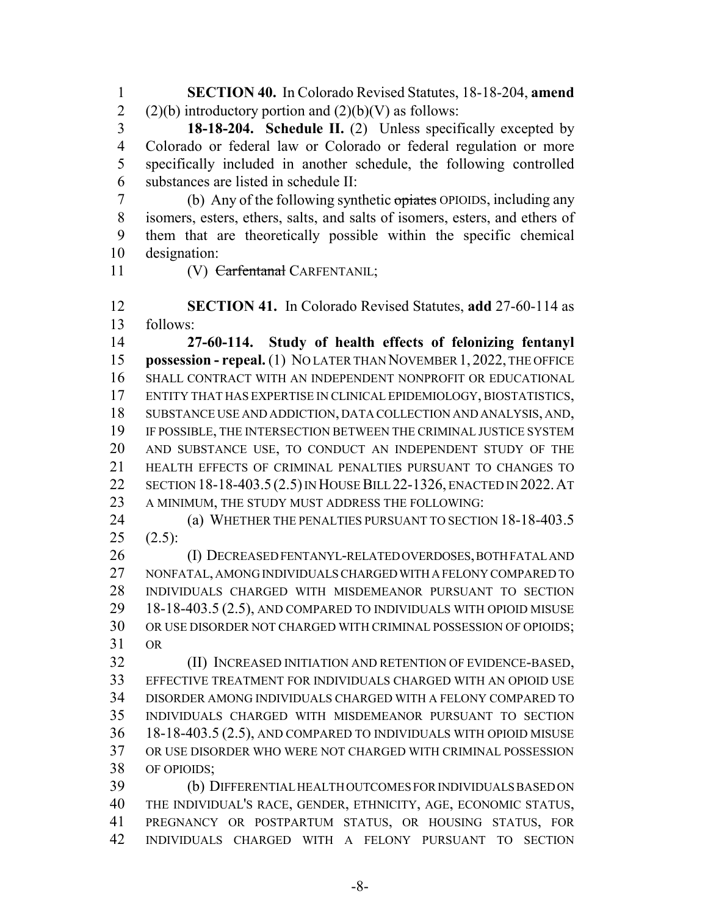**SECTION 40.** In Colorado Revised Statutes, 18-18-204, **amend** (2)(b) introductory portion and (2)(b)(V) as follows:

**18-18-204. Schedule II.** (2) Unless specifically excepted by Colorado or federal law or Colorado or federal regulation or more specifically included in another schedule, the following controlled substances are listed in schedule II:

(b) Any of the following synthetic ~~opiates~~ OPIOIDS, including any isomers, esters, ethers, salts, and salts of isomers, esters, and ethers of them that are theoretically possible within the specific chemical designation:

(V) ~~Carfentanal~~ CARFENTANIL;

**SECTION 41.** In Colorado Revised Statutes, **add** 27-60-114 as follows:

**27-60-114. Study of health effects of felonizing fentanyl possession - repeal.** (1) NO LATER THAN NOVEMBER 1, 2022, THE OFFICE SHALL CONTRACT WITH AN INDEPENDENT NONPROFIT OR EDUCATIONAL ENTITY THAT HAS EXPERTISE IN CLINICAL EPIDEMIOLOGY, BIOSTATISTICS, SUBSTANCE USE AND ADDICTION, DATA COLLECTION AND ANALYSIS, AND, IF POSSIBLE, THE INTERSECTION BETWEEN THE CRIMINAL JUSTICE SYSTEM AND SUBSTANCE USE, TO CONDUCT AN INDEPENDENT STUDY OF THE HEALTH EFFECTS OF CRIMINAL PENALTIES PURSUANT TO CHANGES TO SECTION 18-18-403.5 (2.5) IN HOUSE BILL 22-1326, ENACTED IN 2022. AT A MINIMUM, THE STUDY MUST ADDRESS THE FOLLOWING:

(a) WHETHER THE PENALTIES PURSUANT TO SECTION 18-18-403.5 (2.5):

(I) DECREASED FENTANYL-RELATED OVERDOSES, BOTH FATAL AND NONFATAL, AMONG INDIVIDUALS CHARGED WITH A FELONY COMPARED TO INDIVIDUALS CHARGED WITH MISDEMEANOR PURSUANT TO SECTION 18-18-403.5 (2.5), AND COMPARED TO INDIVIDUALS WITH OPIOID MISUSE OR USE DISORDER NOT CHARGED WITH CRIMINAL POSSESSION OF OPIOIDS; OR

(II) INCREASED INITIATION AND RETENTION OF EVIDENCE-BASED, EFFECTIVE TREATMENT FOR INDIVIDUALS CHARGED WITH AN OPIOID USE DISORDER AMONG INDIVIDUALS CHARGED WITH A FELONY COMPARED TO INDIVIDUALS CHARGED WITH MISDEMEANOR PURSUANT TO SECTION 18-18-403.5 (2.5), AND COMPARED TO INDIVIDUALS WITH OPIOID MISUSE OR USE DISORDER WHO WERE NOT CHARGED WITH CRIMINAL POSSESSION OF OPIOIDS;

(b) DIFFERENTIAL HEALTH OUTCOMES FOR INDIVIDUALS BASED ON THE INDIVIDUAL'S RACE, GENDER, ETHNICITY, AGE, ECONOMIC STATUS, PREGNANCY OR POSTPARTUM STATUS, OR HOUSING STATUS, FOR INDIVIDUALS CHARGED WITH A FELONY PURSUANT TO SECTION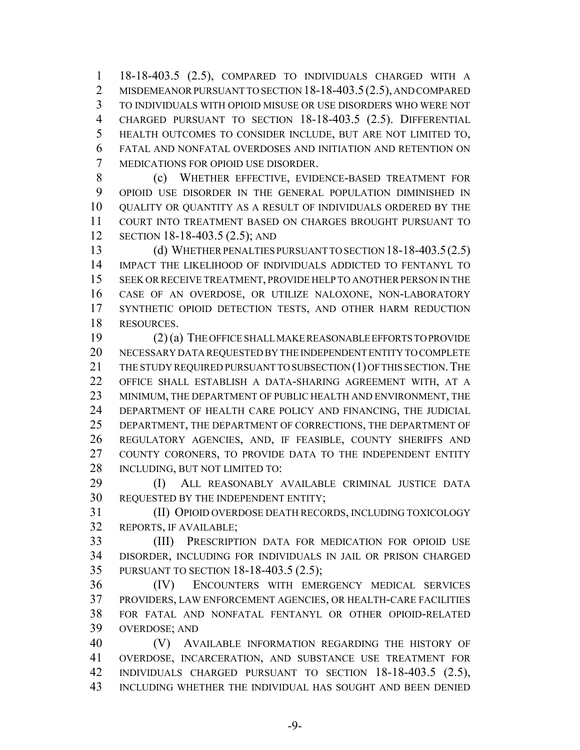18-18-403.5 (2.5), COMPARED TO INDIVIDUALS CHARGED WITH A MISDEMEANOR PURSUANT TO SECTION 18-18-403.5 (2.5), AND COMPARED TO INDIVIDUALS WITH OPIOID MISUSE OR USE DISORDERS WHO WERE NOT CHARGED PURSUANT TO SECTION 18-18-403.5 (2.5). DIFFERENTIAL HEALTH OUTCOMES TO CONSIDER INCLUDE, BUT ARE NOT LIMITED TO, FATAL AND NONFATAL OVERDOSES AND INITIATION AND RETENTION ON MEDICATIONS FOR OPIOID USE DISORDER.

(c) WHETHER EFFECTIVE, EVIDENCE-BASED TREATMENT FOR OPIOID USE DISORDER IN THE GENERAL POPULATION DIMINISHED IN QUALITY OR QUANTITY AS A RESULT OF INDIVIDUALS ORDERED BY THE COURT INTO TREATMENT BASED ON CHARGES BROUGHT PURSUANT TO SECTION 18-18-403.5 (2.5); AND

(d) WHETHER PENALTIES PURSUANT TO SECTION 18-18-403.5 (2.5) IMPACT THE LIKELIHOOD OF INDIVIDUALS ADDICTED TO FENTANYL TO SEEK OR RECEIVE TREATMENT, PROVIDE HELP TO ANOTHER PERSON IN THE CASE OF AN OVERDOSE, OR UTILIZE NALOXONE, NON-LABORATORY SYNTHETIC OPIOID DETECTION TESTS, AND OTHER HARM REDUCTION RESOURCES.

(2) (a) THE OFFICE SHALL MAKE REASONABLE EFFORTS TO PROVIDE NECESSARY DATA REQUESTED BY THE INDEPENDENT ENTITY TO COMPLETE THE STUDY REQUIRED PURSUANT TO SUBSECTION (1) OF THIS SECTION. THE OFFICE SHALL ESTABLISH A DATA-SHARING AGREEMENT WITH, AT A MINIMUM, THE DEPARTMENT OF PUBLIC HEALTH AND ENVIRONMENT, THE DEPARTMENT OF HEALTH CARE POLICY AND FINANCING, THE JUDICIAL DEPARTMENT, THE DEPARTMENT OF CORRECTIONS, THE DEPARTMENT OF REGULATORY AGENCIES, AND, IF FEASIBLE, COUNTY SHERIFFS AND COUNTY CORONERS, TO PROVIDE DATA TO THE INDEPENDENT ENTITY INCLUDING, BUT NOT LIMITED TO:

(I) ALL REASONABLY AVAILABLE CRIMINAL JUSTICE DATA REQUESTED BY THE INDEPENDENT ENTITY;

(II) OPIOID OVERDOSE DEATH RECORDS, INCLUDING TOXICOLOGY REPORTS, IF AVAILABLE;

(III) PRESCRIPTION DATA FOR MEDICATION FOR OPIOID USE DISORDER, INCLUDING FOR INDIVIDUALS IN JAIL OR PRISON CHARGED PURSUANT TO SECTION 18-18-403.5 (2.5);

(IV) ENCOUNTERS WITH EMERGENCY MEDICAL SERVICES PROVIDERS, LAW ENFORCEMENT AGENCIES, OR HEALTH-CARE FACILITIES FOR FATAL AND NONFATAL FENTANYL OR OTHER OPIOID-RELATED OVERDOSE; AND

(V) AVAILABLE INFORMATION REGARDING THE HISTORY OF OVERDOSE, INCARCERATION, AND SUBSTANCE USE TREATMENT FOR INDIVIDUALS CHARGED PURSUANT TO SECTION 18-18-403.5 (2.5), INCLUDING WHETHER THE INDIVIDUAL HAS SOUGHT AND BEEN DENIED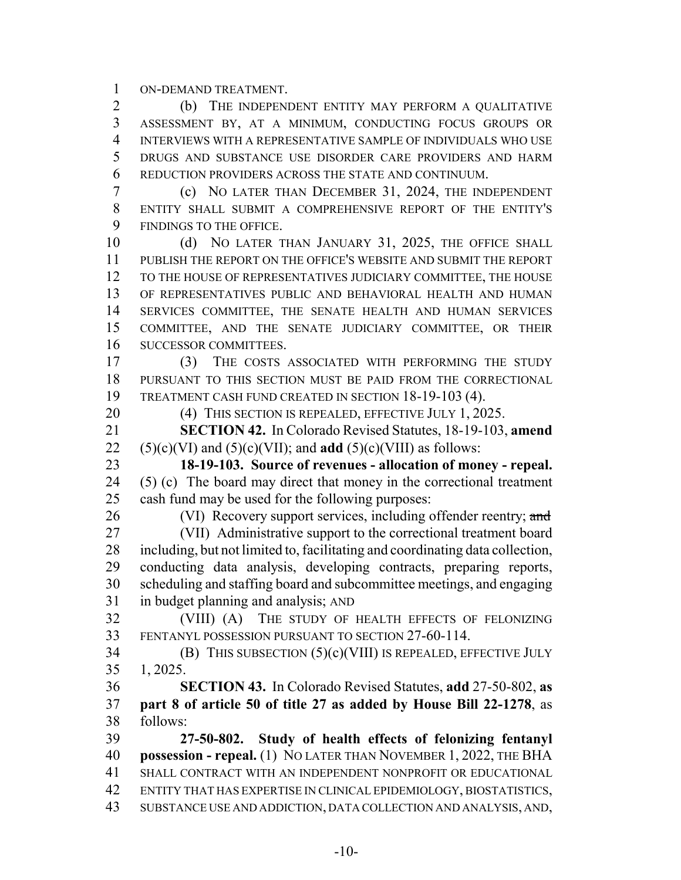ON-DEMAND TREATMENT.

(b) THE INDEPENDENT ENTITY MAY PERFORM A QUALITATIVE ASSESSMENT BY, AT A MINIMUM, CONDUCTING FOCUS GROUPS OR INTERVIEWS WITH A REPRESENTATIVE SAMPLE OF INDIVIDUALS WHO USE DRUGS AND SUBSTANCE USE DISORDER CARE PROVIDERS AND HARM REDUCTION PROVIDERS ACROSS THE STATE AND CONTINUUM.

(c) NO LATER THAN DECEMBER 31, 2024, THE INDEPENDENT ENTITY SHALL SUBMIT A COMPREHENSIVE REPORT OF THE ENTITY'S FINDINGS TO THE OFFICE.

(d) NO LATER THAN JANUARY 31, 2025, THE OFFICE SHALL PUBLISH THE REPORT ON THE OFFICE'S WEBSITE AND SUBMIT THE REPORT TO THE HOUSE OF REPRESENTATIVES JUDICIARY COMMITTEE, THE HOUSE OF REPRESENTATIVES PUBLIC AND BEHAVIORAL HEALTH AND HUMAN SERVICES COMMITTEE, THE SENATE HEALTH AND HUMAN SERVICES COMMITTEE, AND THE SENATE JUDICIARY COMMITTEE, OR THEIR SUCCESSOR COMMITTEES.

(3) THE COSTS ASSOCIATED WITH PERFORMING THE STUDY PURSUANT TO THIS SECTION MUST BE PAID FROM THE CORRECTIONAL TREATMENT CASH FUND CREATED IN SECTION 18-19-103 (4).

(4) THIS SECTION IS REPEALED, EFFECTIVE JULY 1, 2025.

**SECTION 42.** In Colorado Revised Statutes, 18-19-103, **amend** (5)(c)(VI) and (5)(c)(VII); and **add** (5)(c)(VIII) as follows:

**18-19-103. Source of revenues - allocation of money - repeal.** (5) (c) The board may direct that money in the correctional treatment cash fund may be used for the following purposes:

(VI) Recovery support services, including offender reentry; ~~and~~

(VII) Administrative support to the correctional treatment board including, but not limited to, facilitating and coordinating data collection, conducting data analysis, developing contracts, preparing reports, scheduling and staffing board and subcommittee meetings, and engaging in budget planning and analysis; AND

(VIII) (A) THE STUDY OF HEALTH EFFECTS OF FELONIZING FENTANYL POSSESSION PURSUANT TO SECTION 27-60-114.

(B) THIS SUBSECTION (5)(c)(VIII) IS REPEALED, EFFECTIVE JULY 1, 2025.

**SECTION 43.** In Colorado Revised Statutes, **add** 27-50-802, **as part 8 of article 50 of title 27 as added by House Bill 22-1278**, as follows:

**27-50-802. Study of health effects of felonizing fentanyl possession - repeal.** (1) NO LATER THAN NOVEMBER 1, 2022, THE BHA SHALL CONTRACT WITH AN INDEPENDENT NONPROFIT OR EDUCATIONAL ENTITY THAT HAS EXPERTISE IN CLINICAL EPIDEMIOLOGY, BIOSTATISTICS, SUBSTANCE USE AND ADDICTION, DATA COLLECTION AND ANALYSIS, AND,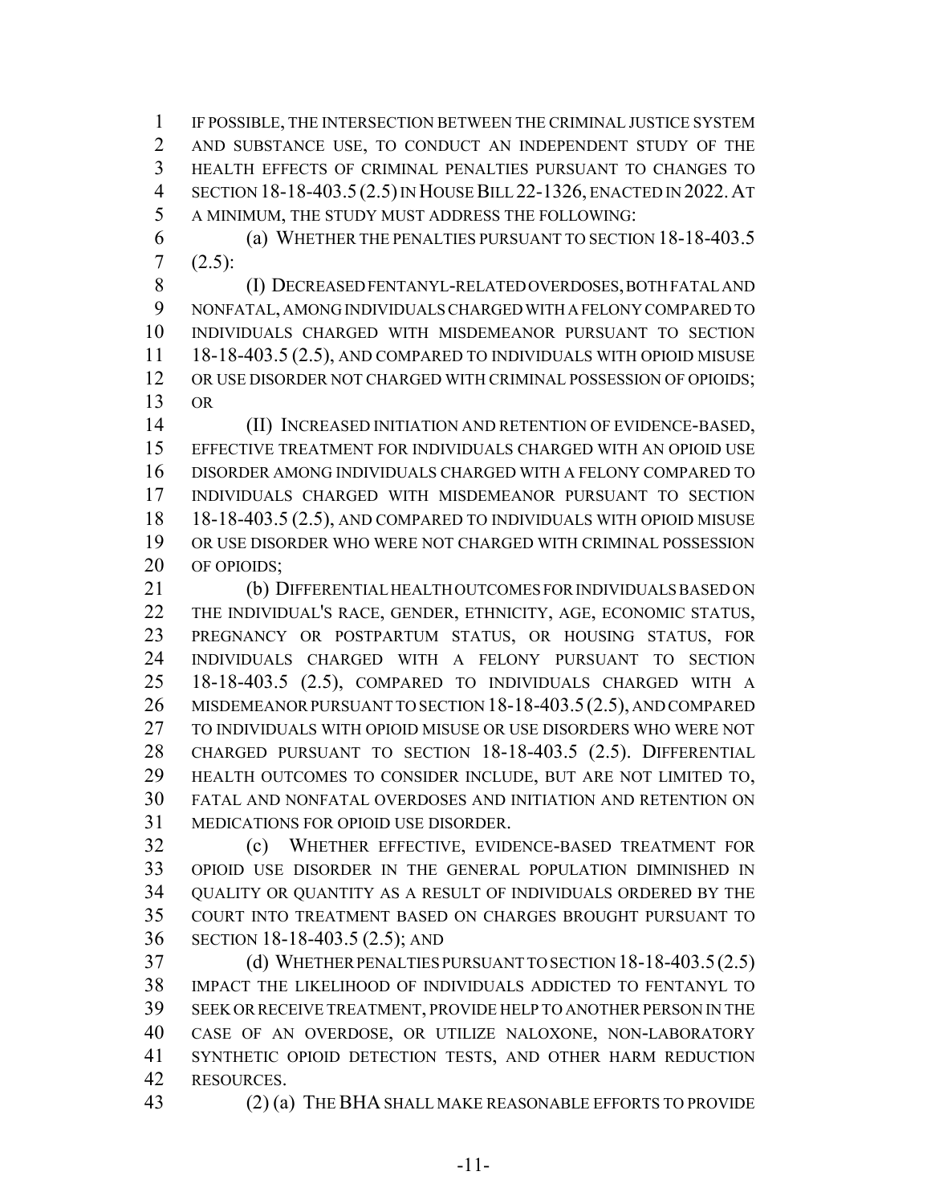IF POSSIBLE, THE INTERSECTION BETWEEN THE CRIMINAL JUSTICE SYSTEM AND SUBSTANCE USE, TO CONDUCT AN INDEPENDENT STUDY OF THE HEALTH EFFECTS OF CRIMINAL PENALTIES PURSUANT TO CHANGES TO SECTION 18-18-403.5 (2.5) IN HOUSE BILL 22-1326, ENACTED IN 2022. AT A MINIMUM, THE STUDY MUST ADDRESS THE FOLLOWING:

(a) WHETHER THE PENALTIES PURSUANT TO SECTION 18-18-403.5 (2.5):

(I) DECREASED FENTANYL-RELATED OVERDOSES, BOTH FATAL AND NONFATAL, AMONG INDIVIDUALS CHARGED WITH A FELONY COMPARED TO INDIVIDUALS CHARGED WITH MISDEMEANOR PURSUANT TO SECTION 18-18-403.5 (2.5), AND COMPARED TO INDIVIDUALS WITH OPIOID MISUSE OR USE DISORDER NOT CHARGED WITH CRIMINAL POSSESSION OF OPIOIDS; OR

(II) INCREASED INITIATION AND RETENTION OF EVIDENCE-BASED, EFFECTIVE TREATMENT FOR INDIVIDUALS CHARGED WITH AN OPIOID USE DISORDER AMONG INDIVIDUALS CHARGED WITH A FELONY COMPARED TO INDIVIDUALS CHARGED WITH MISDEMEANOR PURSUANT TO SECTION 18-18-403.5 (2.5), AND COMPARED TO INDIVIDUALS WITH OPIOID MISUSE OR USE DISORDER WHO WERE NOT CHARGED WITH CRIMINAL POSSESSION OF OPIOIDS;

(b) DIFFERENTIAL HEALTH OUTCOMES FOR INDIVIDUALS BASED ON THE INDIVIDUAL'S RACE, GENDER, ETHNICITY, AGE, ECONOMIC STATUS, PREGNANCY OR POSTPARTUM STATUS, OR HOUSING STATUS, FOR INDIVIDUALS CHARGED WITH A FELONY PURSUANT TO SECTION 18-18-403.5 (2.5), COMPARED TO INDIVIDUALS CHARGED WITH A MISDEMEANOR PURSUANT TO SECTION 18-18-403.5 (2.5), AND COMPARED TO INDIVIDUALS WITH OPIOID MISUSE OR USE DISORDERS WHO WERE NOT CHARGED PURSUANT TO SECTION 18-18-403.5 (2.5). DIFFERENTIAL HEALTH OUTCOMES TO CONSIDER INCLUDE, BUT ARE NOT LIMITED TO, FATAL AND NONFATAL OVERDOSES AND INITIATION AND RETENTION ON MEDICATIONS FOR OPIOID USE DISORDER.

(c) WHETHER EFFECTIVE, EVIDENCE-BASED TREATMENT FOR OPIOID USE DISORDER IN THE GENERAL POPULATION DIMINISHED IN QUALITY OR QUANTITY AS A RESULT OF INDIVIDUALS ORDERED BY THE COURT INTO TREATMENT BASED ON CHARGES BROUGHT PURSUANT TO SECTION 18-18-403.5 (2.5); AND

(d) WHETHER PENALTIES PURSUANT TO SECTION 18-18-403.5 (2.5) IMPACT THE LIKELIHOOD OF INDIVIDUALS ADDICTED TO FENTANYL TO SEEK OR RECEIVE TREATMENT, PROVIDE HELP TO ANOTHER PERSON IN THE CASE OF AN OVERDOSE, OR UTILIZE NALOXONE, NON-LABORATORY SYNTHETIC OPIOID DETECTION TESTS, AND OTHER HARM REDUCTION RESOURCES.

(2) (a) THE BHA SHALL MAKE REASONABLE EFFORTS TO PROVIDE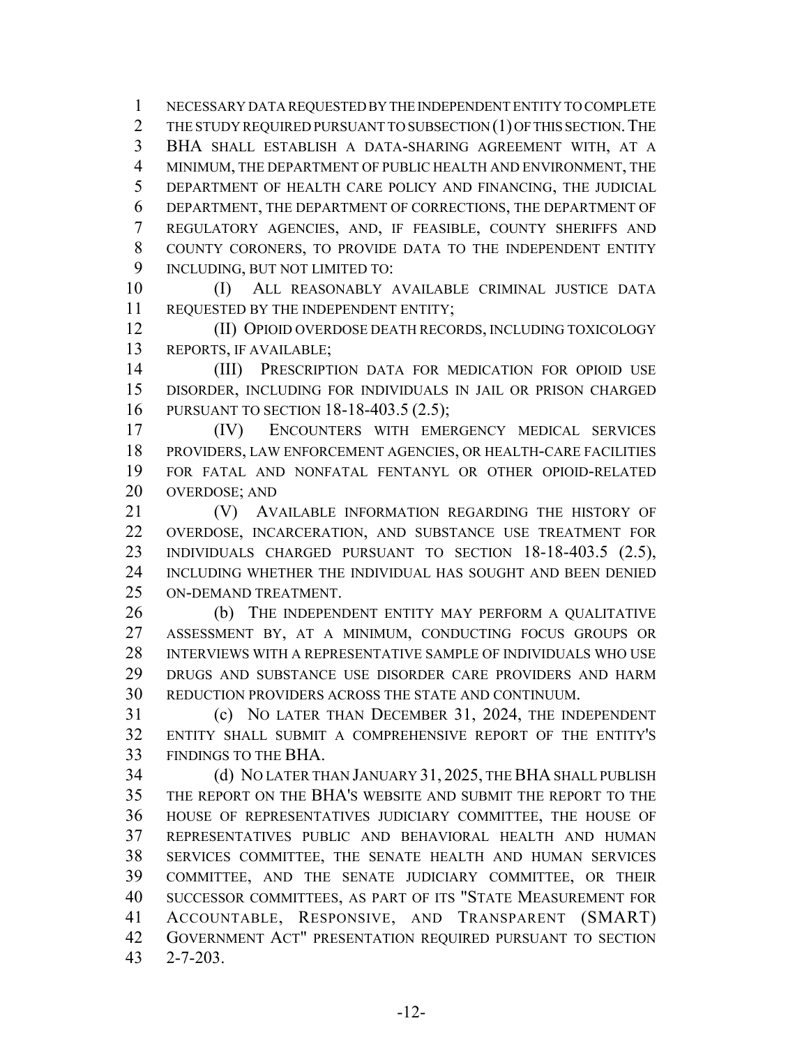NECESSARY DATA REQUESTED BY THE INDEPENDENT ENTITY TO COMPLETE THE STUDY REQUIRED PURSUANT TO SUBSECTION (1) OF THIS SECTION. THE BHA SHALL ESTABLISH A DATA-SHARING AGREEMENT WITH, AT A MINIMUM, THE DEPARTMENT OF PUBLIC HEALTH AND ENVIRONMENT, THE DEPARTMENT OF HEALTH CARE POLICY AND FINANCING, THE JUDICIAL DEPARTMENT, THE DEPARTMENT OF CORRECTIONS, THE DEPARTMENT OF REGULATORY AGENCIES, AND, IF FEASIBLE, COUNTY SHERIFFS AND COUNTY CORONERS, TO PROVIDE DATA TO THE INDEPENDENT ENTITY INCLUDING, BUT NOT LIMITED TO:

(I) ALL REASONABLY AVAILABLE CRIMINAL JUSTICE DATA REQUESTED BY THE INDEPENDENT ENTITY;

(II) OPIOID OVERDOSE DEATH RECORDS, INCLUDING TOXICOLOGY REPORTS, IF AVAILABLE;

(III) PRESCRIPTION DATA FOR MEDICATION FOR OPIOID USE DISORDER, INCLUDING FOR INDIVIDUALS IN JAIL OR PRISON CHARGED PURSUANT TO SECTION 18-18-403.5 (2.5);

(IV) ENCOUNTERS WITH EMERGENCY MEDICAL SERVICES PROVIDERS, LAW ENFORCEMENT AGENCIES, OR HEALTH-CARE FACILITIES FOR FATAL AND NONFATAL FENTANYL OR OTHER OPIOID-RELATED OVERDOSE; AND

(V) AVAILABLE INFORMATION REGARDING THE HISTORY OF OVERDOSE, INCARCERATION, AND SUBSTANCE USE TREATMENT FOR INDIVIDUALS CHARGED PURSUANT TO SECTION 18-18-403.5 (2.5), INCLUDING WHETHER THE INDIVIDUAL HAS SOUGHT AND BEEN DENIED ON-DEMAND TREATMENT.

(b) THE INDEPENDENT ENTITY MAY PERFORM A QUALITATIVE ASSESSMENT BY, AT A MINIMUM, CONDUCTING FOCUS GROUPS OR INTERVIEWS WITH A REPRESENTATIVE SAMPLE OF INDIVIDUALS WHO USE DRUGS AND SUBSTANCE USE DISORDER CARE PROVIDERS AND HARM REDUCTION PROVIDERS ACROSS THE STATE AND CONTINUUM.

(c) NO LATER THAN DECEMBER 31, 2024, THE INDEPENDENT ENTITY SHALL SUBMIT A COMPREHENSIVE REPORT OF THE ENTITY'S FINDINGS TO THE BHA.

(d) NO LATER THAN JANUARY 31, 2025, THE BHA SHALL PUBLISH THE REPORT ON THE BHA'S WEBSITE AND SUBMIT THE REPORT TO THE HOUSE OF REPRESENTATIVES JUDICIARY COMMITTEE, THE HOUSE OF REPRESENTATIVES PUBLIC AND BEHAVIORAL HEALTH AND HUMAN SERVICES COMMITTEE, THE SENATE HEALTH AND HUMAN SERVICES COMMITTEE, AND THE SENATE JUDICIARY COMMITTEE, OR THEIR SUCCESSOR COMMITTEES, AS PART OF ITS "STATE MEASUREMENT FOR ACCOUNTABLE, RESPONSIVE, AND TRANSPARENT (SMART) GOVERNMENT ACT" PRESENTATION REQUIRED PURSUANT TO SECTION 2-7-203.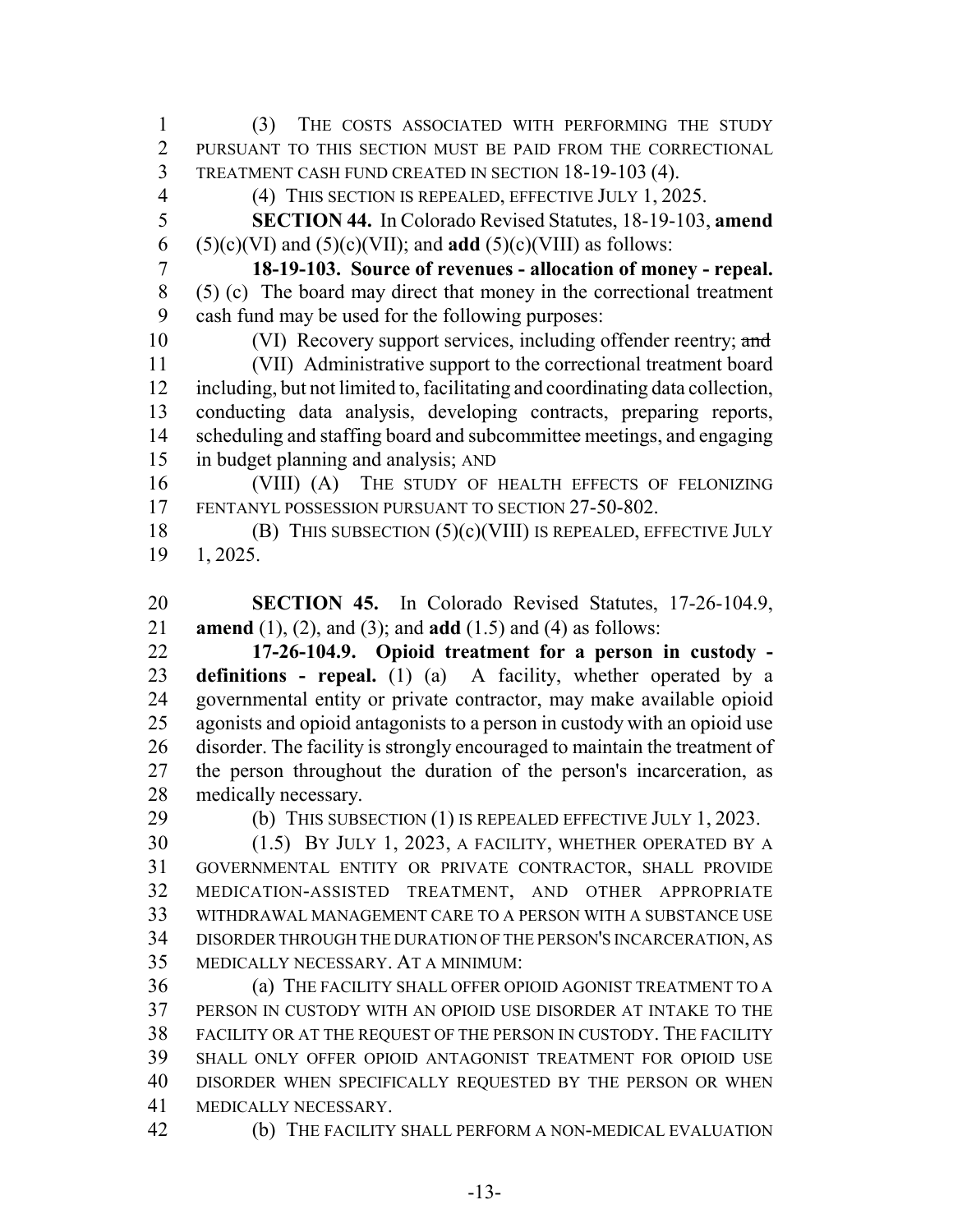(3) THE COSTS ASSOCIATED WITH PERFORMING THE STUDY PURSUANT TO THIS SECTION MUST BE PAID FROM THE CORRECTIONAL TREATMENT CASH FUND CREATED IN SECTION 18-19-103 (4).

(4) THIS SECTION IS REPEALED, EFFECTIVE JULY 1, 2025.

**SECTION 44.** In Colorado Revised Statutes, 18-19-103, **amend** (5)(c)(VI) and (5)(c)(VII); and **add** (5)(c)(VIII) as follows:

**18-19-103. Source of revenues - allocation of money - repeal.** (5) (c) The board may direct that money in the correctional treatment cash fund may be used for the following purposes:

(VI) Recovery support services, including offender reentry; ~~and~~

(VII) Administrative support to the correctional treatment board including, but not limited to, facilitating and coordinating data collection, conducting data analysis, developing contracts, preparing reports, scheduling and staffing board and subcommittee meetings, and engaging in budget planning and analysis; AND

(VIII) (A) THE STUDY OF HEALTH EFFECTS OF FELONIZING FENTANYL POSSESSION PURSUANT TO SECTION 27-50-802.

(B) THIS SUBSECTION (5)(c)(VIII) IS REPEALED, EFFECTIVE JULY 1, 2025.

**SECTION 45.** In Colorado Revised Statutes, 17-26-104.9, **amend** (1), (2), and (3); and **add** (1.5) and (4) as follows:

**17-26-104.9. Opioid treatment for a person in custody - definitions - repeal.** (1) (a) A facility, whether operated by a governmental entity or private contractor, may make available opioid agonists and opioid antagonists to a person in custody with an opioid use disorder. The facility is strongly encouraged to maintain the treatment of the person throughout the duration of the person's incarceration, as medically necessary.

(b) THIS SUBSECTION (1) IS REPEALED EFFECTIVE JULY 1, 2023.

(1.5) BY JULY 1, 2023, A FACILITY, WHETHER OPERATED BY A GOVERNMENTAL ENTITY OR PRIVATE CONTRACTOR, SHALL PROVIDE MEDICATION-ASSISTED TREATMENT, AND OTHER APPROPRIATE WITHDRAWAL MANAGEMENT CARE TO A PERSON WITH A SUBSTANCE USE DISORDER THROUGH THE DURATION OF THE PERSON'S INCARCERATION, AS MEDICALLY NECESSARY. AT A MINIMUM:

(a) THE FACILITY SHALL OFFER OPIOID AGONIST TREATMENT TO A PERSON IN CUSTODY WITH AN OPIOID USE DISORDER AT INTAKE TO THE FACILITY OR AT THE REQUEST OF THE PERSON IN CUSTODY. THE FACILITY SHALL ONLY OFFER OPIOID ANTAGONIST TREATMENT FOR OPIOID USE DISORDER WHEN SPECIFICALLY REQUESTED BY THE PERSON OR WHEN MEDICALLY NECESSARY.

(b) THE FACILITY SHALL PERFORM A NON-MEDICAL EVALUATION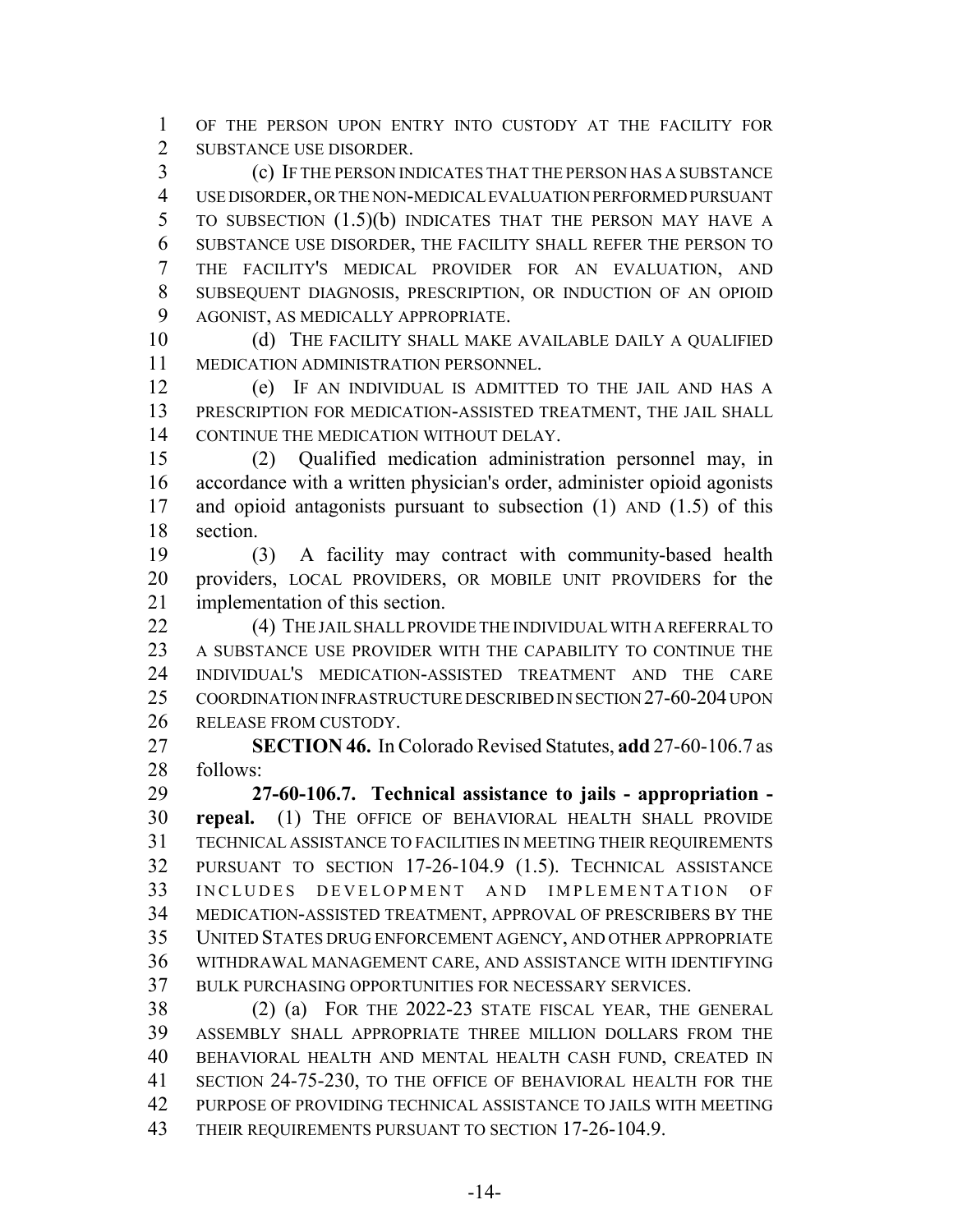OF THE PERSON UPON ENTRY INTO CUSTODY AT THE FACILITY FOR SUBSTANCE USE DISORDER.

(c) IF THE PERSON INDICATES THAT THE PERSON HAS A SUBSTANCE USE DISORDER, OR THE NON-MEDICAL EVALUATION PERFORMED PURSUANT TO SUBSECTION (1.5)(b) INDICATES THAT THE PERSON MAY HAVE A SUBSTANCE USE DISORDER, THE FACILITY SHALL REFER THE PERSON TO THE FACILITY'S MEDICAL PROVIDER FOR AN EVALUATION, AND SUBSEQUENT DIAGNOSIS, PRESCRIPTION, OR INDUCTION OF AN OPIOID AGONIST, AS MEDICALLY APPROPRIATE.

(d) THE FACILITY SHALL MAKE AVAILABLE DAILY A QUALIFIED MEDICATION ADMINISTRATION PERSONNEL.

(e) IF AN INDIVIDUAL IS ADMITTED TO THE JAIL AND HAS A PRESCRIPTION FOR MEDICATION-ASSISTED TREATMENT, THE JAIL SHALL CONTINUE THE MEDICATION WITHOUT DELAY.

(2) Qualified medication administration personnel may, in accordance with a written physician's order, administer opioid agonists and opioid antagonists pursuant to subsection (1) AND (1.5) of this section.

(3) A facility may contract with community-based health providers, LOCAL PROVIDERS, OR MOBILE UNIT PROVIDERS for the implementation of this section.

(4) THE JAIL SHALL PROVIDE THE INDIVIDUAL WITH A REFERRAL TO A SUBSTANCE USE PROVIDER WITH THE CAPABILITY TO CONTINUE THE INDIVIDUAL'S MEDICATION-ASSISTED TREATMENT AND THE CARE COORDINATION INFRASTRUCTURE DESCRIBED IN SECTION 27-60-204 UPON RELEASE FROM CUSTODY.

**SECTION 46.** In Colorado Revised Statutes, **add** 27-60-106.7 as follows:

**27-60-106.7. Technical assistance to jails - appropriation - repeal.** (1) THE OFFICE OF BEHAVIORAL HEALTH SHALL PROVIDE TECHNICAL ASSISTANCE TO FACILITIES IN MEETING THEIR REQUIREMENTS PURSUANT TO SECTION 17-26-104.9 (1.5). TECHNICAL ASSISTANCE INCLUDES DEVELOPMENT AND IMPLEMENTATION OF MEDICATION-ASSISTED TREATMENT, APPROVAL OF PRESCRIBERS BY THE UNITED STATES DRUG ENFORCEMENT AGENCY, AND OTHER APPROPRIATE WITHDRAWAL MANAGEMENT CARE, AND ASSISTANCE WITH IDENTIFYING BULK PURCHASING OPPORTUNITIES FOR NECESSARY SERVICES.

(2) (a) FOR THE 2022-23 STATE FISCAL YEAR, THE GENERAL ASSEMBLY SHALL APPROPRIATE THREE MILLION DOLLARS FROM THE BEHAVIORAL HEALTH AND MENTAL HEALTH CASH FUND, CREATED IN SECTION 24-75-230, TO THE OFFICE OF BEHAVIORAL HEALTH FOR THE PURPOSE OF PROVIDING TECHNICAL ASSISTANCE TO JAILS WITH MEETING THEIR REQUIREMENTS PURSUANT TO SECTION 17-26-104.9.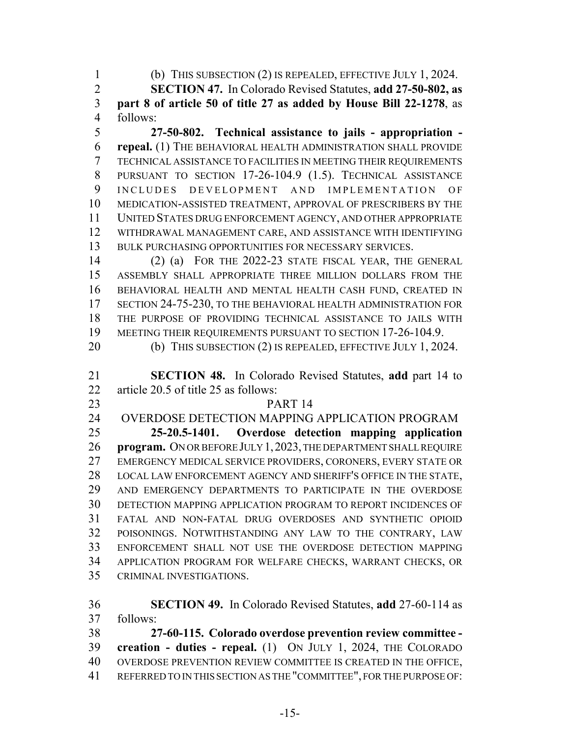(b) THIS SUBSECTION (2) IS REPEALED, EFFECTIVE JULY 1, 2024.

**SECTION 47.** In Colorado Revised Statutes, **add 27-50-802, as part 8 of article 50 of title 27 as added by House Bill 22-1278**, as follows:

**27-50-802. Technical assistance to jails - appropriation - repeal.** (1) THE BEHAVIORAL HEALTH ADMINISTRATION SHALL PROVIDE TECHNICAL ASSISTANCE TO FACILITIES IN MEETING THEIR REQUIREMENTS PURSUANT TO SECTION 17-26-104.9 (1.5). TECHNICAL ASSISTANCE INCLUDES DEVELOPMENT AND IMPLEMENTATION OF MEDICATION-ASSISTED TREATMENT, APPROVAL OF PRESCRIBERS BY THE UNITED STATES DRUG ENFORCEMENT AGENCY, AND OTHER APPROPRIATE WITHDRAWAL MANAGEMENT CARE, AND ASSISTANCE WITH IDENTIFYING BULK PURCHASING OPPORTUNITIES FOR NECESSARY SERVICES.

(2) (a) FOR THE 2022-23 STATE FISCAL YEAR, THE GENERAL ASSEMBLY SHALL APPROPRIATE THREE MILLION DOLLARS FROM THE BEHAVIORAL HEALTH AND MENTAL HEALTH CASH FUND, CREATED IN SECTION 24-75-230, TO THE BEHAVIORAL HEALTH ADMINISTRATION FOR THE PURPOSE OF PROVIDING TECHNICAL ASSISTANCE TO JAILS WITH MEETING THEIR REQUIREMENTS PURSUANT TO SECTION 17-26-104.9.

(b) THIS SUBSECTION (2) IS REPEALED, EFFECTIVE JULY 1, 2024.

**SECTION 48.** In Colorado Revised Statutes, **add** part 14 to article 20.5 of title 25 as follows:

PART 14

OVERDOSE DETECTION MAPPING APPLICATION PROGRAM

**25-20.5-1401. Overdose detection mapping application program.** ON OR BEFORE JULY 1, 2023, THE DEPARTMENT SHALL REQUIRE EMERGENCY MEDICAL SERVICE PROVIDERS, CORONERS, EVERY STATE OR LOCAL LAW ENFORCEMENT AGENCY AND SHERIFF'S OFFICE IN THE STATE, AND EMERGENCY DEPARTMENTS TO PARTICIPATE IN THE OVERDOSE DETECTION MAPPING APPLICATION PROGRAM TO REPORT INCIDENCES OF FATAL AND NON-FATAL DRUG OVERDOSES AND SYNTHETIC OPIOID POISONINGS. NOTWITHSTANDING ANY LAW TO THE CONTRARY, LAW ENFORCEMENT SHALL NOT USE THE OVERDOSE DETECTION MAPPING APPLICATION PROGRAM FOR WELFARE CHECKS, WARRANT CHECKS, OR CRIMINAL INVESTIGATIONS.

**SECTION 49.** In Colorado Revised Statutes, **add** 27-60-114 as follows:

**27-60-115. Colorado overdose prevention review committee - creation - duties - repeal.** (1) ON JULY 1, 2024, THE COLORADO OVERDOSE PREVENTION REVIEW COMMITTEE IS CREATED IN THE OFFICE, REFERRED TO IN THIS SECTION AS THE "COMMITTEE", FOR THE PURPOSE OF: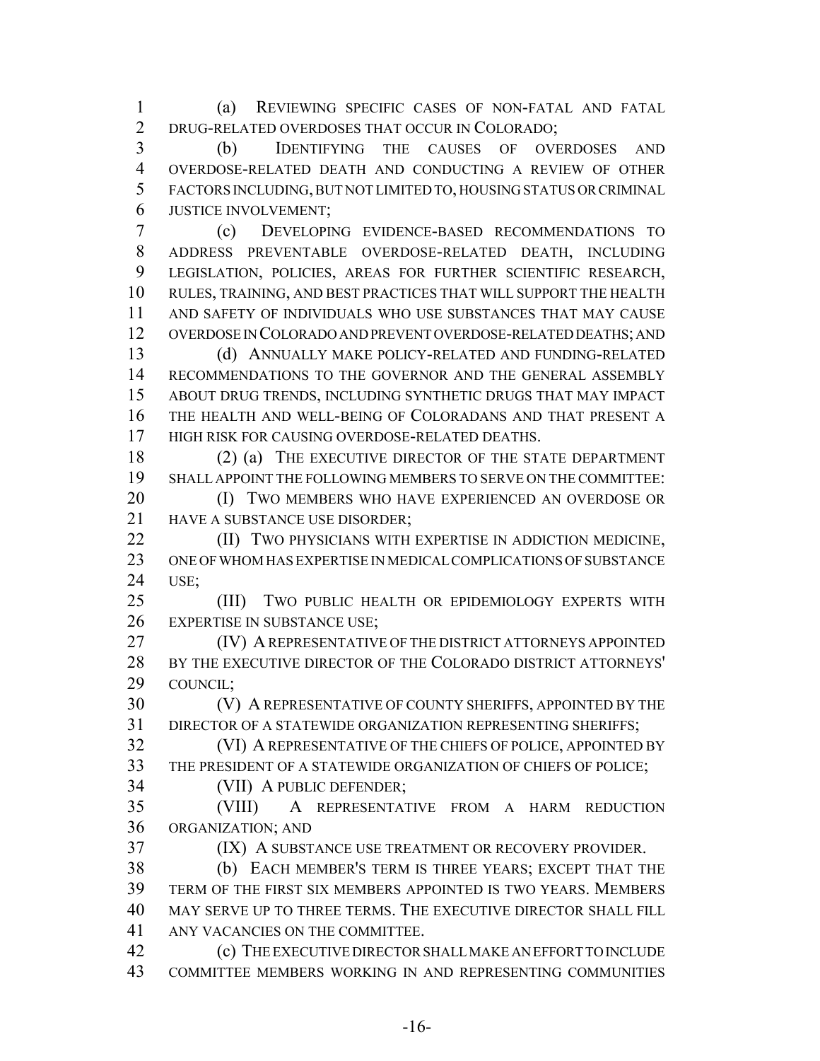(a) REVIEWING SPECIFIC CASES OF NON-FATAL AND FATAL DRUG-RELATED OVERDOSES THAT OCCUR IN COLORADO;

(b) IDENTIFYING THE CAUSES OF OVERDOSES AND OVERDOSE-RELATED DEATH AND CONDUCTING A REVIEW OF OTHER FACTORS INCLUDING, BUT NOT LIMITED TO, HOUSING STATUS OR CRIMINAL JUSTICE INVOLVEMENT;

(c) DEVELOPING EVIDENCE-BASED RECOMMENDATIONS TO ADDRESS PREVENTABLE OVERDOSE-RELATED DEATH, INCLUDING LEGISLATION, POLICIES, AREAS FOR FURTHER SCIENTIFIC RESEARCH, RULES, TRAINING, AND BEST PRACTICES THAT WILL SUPPORT THE HEALTH AND SAFETY OF INDIVIDUALS WHO USE SUBSTANCES THAT MAY CAUSE OVERDOSE IN COLORADO AND PREVENT OVERDOSE-RELATED DEATHS; AND

(d) ANNUALLY MAKE POLICY-RELATED AND FUNDING-RELATED RECOMMENDATIONS TO THE GOVERNOR AND THE GENERAL ASSEMBLY ABOUT DRUG TRENDS, INCLUDING SYNTHETIC DRUGS THAT MAY IMPACT THE HEALTH AND WELL-BEING OF COLORADANS AND THAT PRESENT A HIGH RISK FOR CAUSING OVERDOSE-RELATED DEATHS.

(2) (a) THE EXECUTIVE DIRECTOR OF THE STATE DEPARTMENT SHALL APPOINT THE FOLLOWING MEMBERS TO SERVE ON THE COMMITTEE:

(I) TWO MEMBERS WHO HAVE EXPERIENCED AN OVERDOSE OR HAVE A SUBSTANCE USE DISORDER;

(II) TWO PHYSICIANS WITH EXPERTISE IN ADDICTION MEDICINE, ONE OF WHOM HAS EXPERTISE IN MEDICAL COMPLICATIONS OF SUBSTANCE USE;

(III) TWO PUBLIC HEALTH OR EPIDEMIOLOGY EXPERTS WITH EXPERTISE IN SUBSTANCE USE;

(IV) A REPRESENTATIVE OF THE DISTRICT ATTORNEYS APPOINTED BY THE EXECUTIVE DIRECTOR OF THE COLORADO DISTRICT ATTORNEYS' COUNCIL;

(V) A REPRESENTATIVE OF COUNTY SHERIFFS, APPOINTED BY THE DIRECTOR OF A STATEWIDE ORGANIZATION REPRESENTING SHERIFFS;

(VI) A REPRESENTATIVE OF THE CHIEFS OF POLICE, APPOINTED BY THE PRESIDENT OF A STATEWIDE ORGANIZATION OF CHIEFS OF POLICE;

(VII) A PUBLIC DEFENDER;

(VIII) A REPRESENTATIVE FROM A HARM REDUCTION ORGANIZATION; AND

(IX) A SUBSTANCE USE TREATMENT OR RECOVERY PROVIDER.

(b) EACH MEMBER'S TERM IS THREE YEARS; EXCEPT THAT THE TERM OF THE FIRST SIX MEMBERS APPOINTED IS TWO YEARS. MEMBERS MAY SERVE UP TO THREE TERMS. THE EXECUTIVE DIRECTOR SHALL FILL ANY VACANCIES ON THE COMMITTEE.

(c) THE EXECUTIVE DIRECTOR SHALL MAKE AN EFFORT TO INCLUDE COMMITTEE MEMBERS WORKING IN AND REPRESENTING COMMUNITIES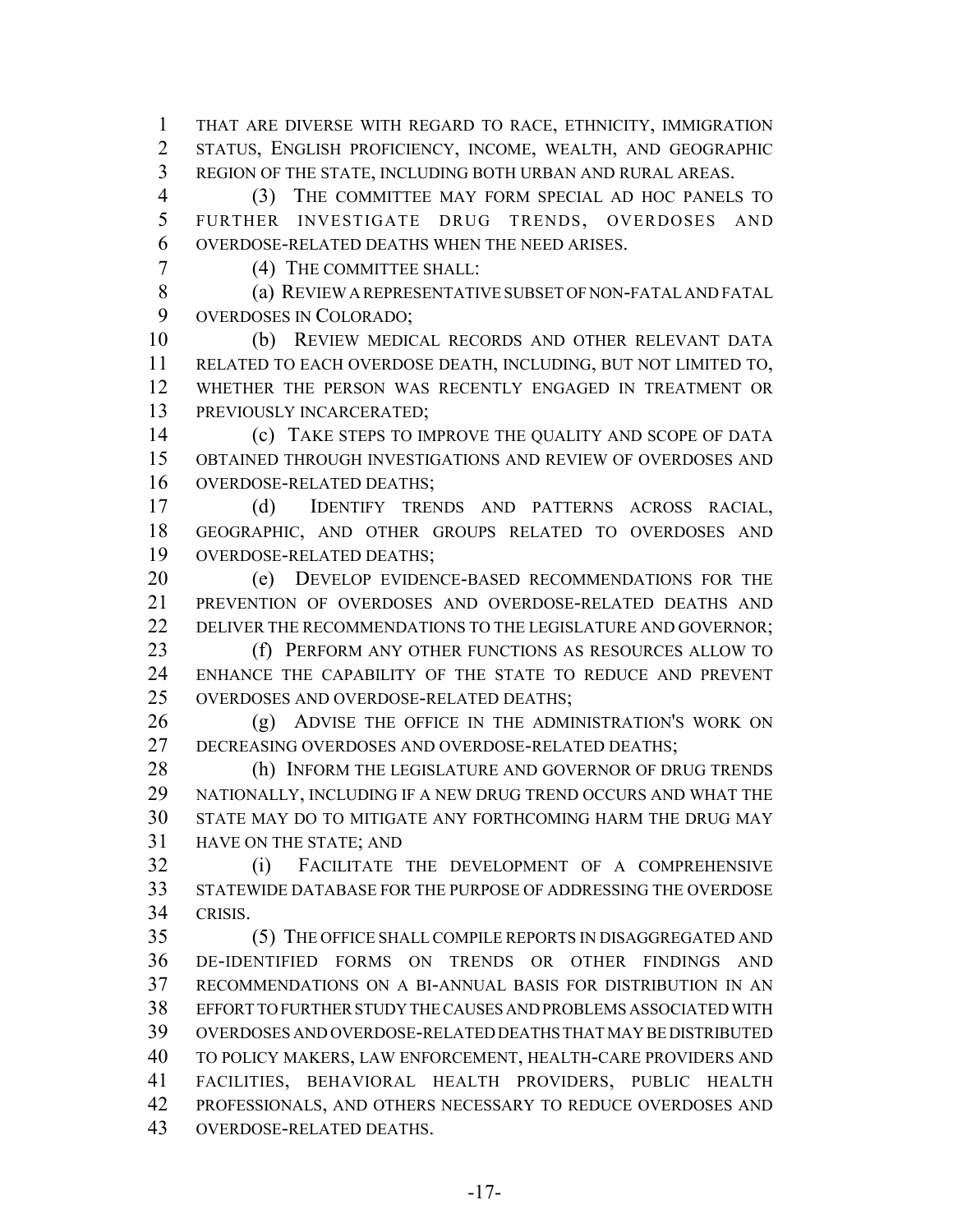THAT ARE DIVERSE WITH REGARD TO RACE, ETHNICITY, IMMIGRATION STATUS, ENGLISH PROFICIENCY, INCOME, WEALTH, AND GEOGRAPHIC REGION OF THE STATE, INCLUDING BOTH URBAN AND RURAL AREAS.

(3) THE COMMITTEE MAY FORM SPECIAL AD HOC PANELS TO FURTHER INVESTIGATE DRUG TRENDS, OVERDOSES AND OVERDOSE-RELATED DEATHS WHEN THE NEED ARISES.

(4) THE COMMITTEE SHALL:

(a) REVIEW A REPRESENTATIVE SUBSET OF NON-FATAL AND FATAL OVERDOSES IN COLORADO;

(b) REVIEW MEDICAL RECORDS AND OTHER RELEVANT DATA RELATED TO EACH OVERDOSE DEATH, INCLUDING, BUT NOT LIMITED TO, WHETHER THE PERSON WAS RECENTLY ENGAGED IN TREATMENT OR PREVIOUSLY INCARCERATED;

(c) TAKE STEPS TO IMPROVE THE QUALITY AND SCOPE OF DATA OBTAINED THROUGH INVESTIGATIONS AND REVIEW OF OVERDOSES AND OVERDOSE-RELATED DEATHS;

(d) IDENTIFY TRENDS AND PATTERNS ACROSS RACIAL, GEOGRAPHIC, AND OTHER GROUPS RELATED TO OVERDOSES AND OVERDOSE-RELATED DEATHS;

(e) DEVELOP EVIDENCE-BASED RECOMMENDATIONS FOR THE PREVENTION OF OVERDOSES AND OVERDOSE-RELATED DEATHS AND DELIVER THE RECOMMENDATIONS TO THE LEGISLATURE AND GOVERNOR;

(f) PERFORM ANY OTHER FUNCTIONS AS RESOURCES ALLOW TO ENHANCE THE CAPABILITY OF THE STATE TO REDUCE AND PREVENT OVERDOSES AND OVERDOSE-RELATED DEATHS;

(g) ADVISE THE OFFICE IN THE ADMINISTRATION'S WORK ON DECREASING OVERDOSES AND OVERDOSE-RELATED DEATHS;

(h) INFORM THE LEGISLATURE AND GOVERNOR OF DRUG TRENDS NATIONALLY, INCLUDING IF A NEW DRUG TREND OCCURS AND WHAT THE STATE MAY DO TO MITIGATE ANY FORTHCOMING HARM THE DRUG MAY HAVE ON THE STATE; AND

(i) FACILITATE THE DEVELOPMENT OF A COMPREHENSIVE STATEWIDE DATABASE FOR THE PURPOSE OF ADDRESSING THE OVERDOSE CRISIS.

(5) THE OFFICE SHALL COMPILE REPORTS IN DISAGGREGATED AND DE-IDENTIFIED FORMS ON TRENDS OR OTHER FINDINGS AND RECOMMENDATIONS ON A BI-ANNUAL BASIS FOR DISTRIBUTION IN AN EFFORT TO FURTHER STUDY THE CAUSES AND PROBLEMS ASSOCIATED WITH OVERDOSES AND OVERDOSE-RELATED DEATHS THAT MAY BE DISTRIBUTED TO POLICY MAKERS, LAW ENFORCEMENT, HEALTH-CARE PROVIDERS AND FACILITIES, BEHAVIORAL HEALTH PROVIDERS, PUBLIC HEALTH PROFESSIONALS, AND OTHERS NECESSARY TO REDUCE OVERDOSES AND OVERDOSE-RELATED DEATHS.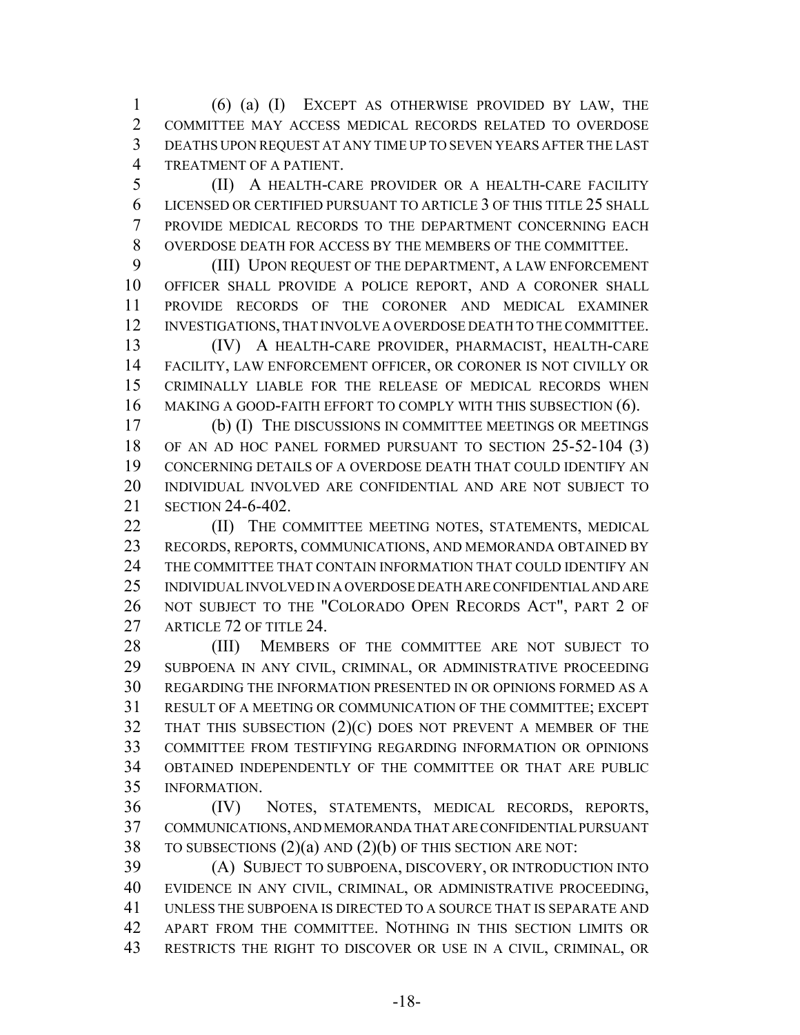(6) (a) (I) EXCEPT AS OTHERWISE PROVIDED BY LAW, THE COMMITTEE MAY ACCESS MEDICAL RECORDS RELATED TO OVERDOSE DEATHS UPON REQUEST AT ANY TIME UP TO SEVEN YEARS AFTER THE LAST TREATMENT OF A PATIENT.

(II) A HEALTH-CARE PROVIDER OR A HEALTH-CARE FACILITY LICENSED OR CERTIFIED PURSUANT TO ARTICLE 3 OF THIS TITLE 25 SHALL PROVIDE MEDICAL RECORDS TO THE DEPARTMENT CONCERNING EACH OVERDOSE DEATH FOR ACCESS BY THE MEMBERS OF THE COMMITTEE.

(III) UPON REQUEST OF THE DEPARTMENT, A LAW ENFORCEMENT OFFICER SHALL PROVIDE A POLICE REPORT, AND A CORONER SHALL PROVIDE RECORDS OF THE CORONER AND MEDICAL EXAMINER INVESTIGATIONS, THAT INVOLVE A OVERDOSE DEATH TO THE COMMITTEE.

(IV) A HEALTH-CARE PROVIDER, PHARMACIST, HEALTH-CARE FACILITY, LAW ENFORCEMENT OFFICER, OR CORONER IS NOT CIVILLY OR CRIMINALLY LIABLE FOR THE RELEASE OF MEDICAL RECORDS WHEN MAKING A GOOD-FAITH EFFORT TO COMPLY WITH THIS SUBSECTION (6).

(b) (I) THE DISCUSSIONS IN COMMITTEE MEETINGS OR MEETINGS OF AN AD HOC PANEL FORMED PURSUANT TO SECTION 25-52-104 (3) CONCERNING DETAILS OF A OVERDOSE DEATH THAT COULD IDENTIFY AN INDIVIDUAL INVOLVED ARE CONFIDENTIAL AND ARE NOT SUBJECT TO SECTION 24-6-402.

(II) THE COMMITTEE MEETING NOTES, STATEMENTS, MEDICAL RECORDS, REPORTS, COMMUNICATIONS, AND MEMORANDA OBTAINED BY THE COMMITTEE THAT CONTAIN INFORMATION THAT COULD IDENTIFY AN INDIVIDUAL INVOLVED IN A OVERDOSE DEATH ARE CONFIDENTIAL AND ARE NOT SUBJECT TO THE "COLORADO OPEN RECORDS ACT", PART 2 OF ARTICLE 72 OF TITLE 24.

(III) MEMBERS OF THE COMMITTEE ARE NOT SUBJECT TO SUBPOENA IN ANY CIVIL, CRIMINAL, OR ADMINISTRATIVE PROCEEDING REGARDING THE INFORMATION PRESENTED IN OR OPINIONS FORMED AS A RESULT OF A MEETING OR COMMUNICATION OF THE COMMITTEE; EXCEPT THAT THIS SUBSECTION (2)(C) DOES NOT PREVENT A MEMBER OF THE COMMITTEE FROM TESTIFYING REGARDING INFORMATION OR OPINIONS OBTAINED INDEPENDENTLY OF THE COMMITTEE OR THAT ARE PUBLIC INFORMATION.

(IV) NOTES, STATEMENTS, MEDICAL RECORDS, REPORTS, COMMUNICATIONS, AND MEMORANDA THAT ARE CONFIDENTIAL PURSUANT TO SUBSECTIONS (2)(a) AND (2)(b) OF THIS SECTION ARE NOT:

(A) SUBJECT TO SUBPOENA, DISCOVERY, OR INTRODUCTION INTO EVIDENCE IN ANY CIVIL, CRIMINAL, OR ADMINISTRATIVE PROCEEDING, UNLESS THE SUBPOENA IS DIRECTED TO A SOURCE THAT IS SEPARATE AND APART FROM THE COMMITTEE. NOTHING IN THIS SECTION LIMITS OR RESTRICTS THE RIGHT TO DISCOVER OR USE IN A CIVIL, CRIMINAL, OR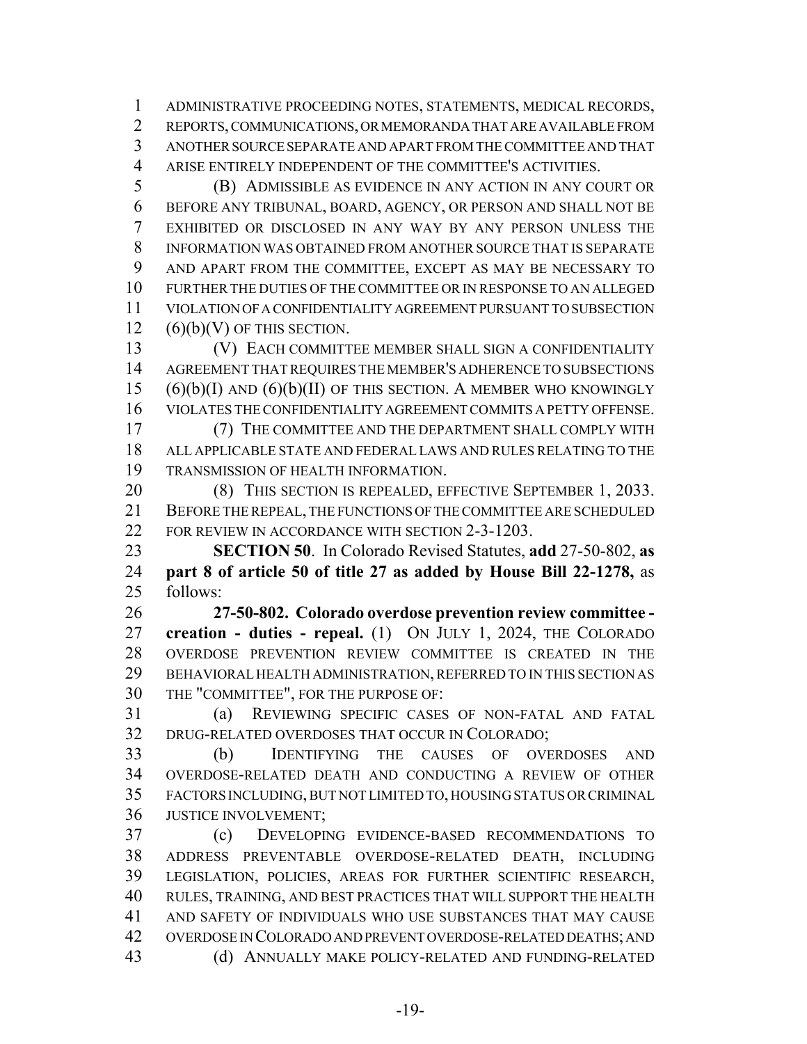ADMINISTRATIVE PROCEEDING NOTES, STATEMENTS, MEDICAL RECORDS, REPORTS, COMMUNICATIONS, OR MEMORANDA THAT ARE AVAILABLE FROM ANOTHER SOURCE SEPARATE AND APART FROM THE COMMITTEE AND THAT ARISE ENTIRELY INDEPENDENT OF THE COMMITTEE'S ACTIVITIES.

(B) ADMISSIBLE AS EVIDENCE IN ANY ACTION IN ANY COURT OR BEFORE ANY TRIBUNAL, BOARD, AGENCY, OR PERSON AND SHALL NOT BE EXHIBITED OR DISCLOSED IN ANY WAY BY ANY PERSON UNLESS THE INFORMATION WAS OBTAINED FROM ANOTHER SOURCE THAT IS SEPARATE AND APART FROM THE COMMITTEE, EXCEPT AS MAY BE NECESSARY TO FURTHER THE DUTIES OF THE COMMITTEE OR IN RESPONSE TO AN ALLEGED VIOLATION OF A CONFIDENTIALITY AGREEMENT PURSUANT TO SUBSECTION (6)(b)(V) OF THIS SECTION.

(V) EACH COMMITTEE MEMBER SHALL SIGN A CONFIDENTIALITY AGREEMENT THAT REQUIRES THE MEMBER'S ADHERENCE TO SUBSECTIONS (6)(b)(I) AND (6)(b)(II) OF THIS SECTION. A MEMBER WHO KNOWINGLY VIOLATES THE CONFIDENTIALITY AGREEMENT COMMITS A PETTY OFFENSE.

(7) THE COMMITTEE AND THE DEPARTMENT SHALL COMPLY WITH ALL APPLICABLE STATE AND FEDERAL LAWS AND RULES RELATING TO THE TRANSMISSION OF HEALTH INFORMATION.

(8) THIS SECTION IS REPEALED, EFFECTIVE SEPTEMBER 1, 2033. BEFORE THE REPEAL, THE FUNCTIONS OF THE COMMITTEE ARE SCHEDULED FOR REVIEW IN ACCORDANCE WITH SECTION 2-3-1203.

**SECTION 50**. In Colorado Revised Statutes, **add** 27-50-802, **as part 8 of article 50 of title 27 as added by House Bill 22-1278,** as follows:

**27-50-802. Colorado overdose prevention review committee - creation - duties - repeal.** (1) ON JULY 1, 2024, THE COLORADO OVERDOSE PREVENTION REVIEW COMMITTEE IS CREATED IN THE BEHAVIORAL HEALTH ADMINISTRATION, REFERRED TO IN THIS SECTION AS THE "COMMITTEE", FOR THE PURPOSE OF:

(a) REVIEWING SPECIFIC CASES OF NON-FATAL AND FATAL DRUG-RELATED OVERDOSES THAT OCCUR IN COLORADO;

(b) IDENTIFYING THE CAUSES OF OVERDOSES AND OVERDOSE-RELATED DEATH AND CONDUCTING A REVIEW OF OTHER FACTORS INCLUDING, BUT NOT LIMITED TO, HOUSING STATUS OR CRIMINAL JUSTICE INVOLVEMENT;

(c) DEVELOPING EVIDENCE-BASED RECOMMENDATIONS TO ADDRESS PREVENTABLE OVERDOSE-RELATED DEATH, INCLUDING LEGISLATION, POLICIES, AREAS FOR FURTHER SCIENTIFIC RESEARCH, RULES, TRAINING, AND BEST PRACTICES THAT WILL SUPPORT THE HEALTH AND SAFETY OF INDIVIDUALS WHO USE SUBSTANCES THAT MAY CAUSE OVERDOSE IN COLORADO AND PREVENT OVERDOSE-RELATED DEATHS; AND

(d) ANNUALLY MAKE POLICY-RELATED AND FUNDING-RELATED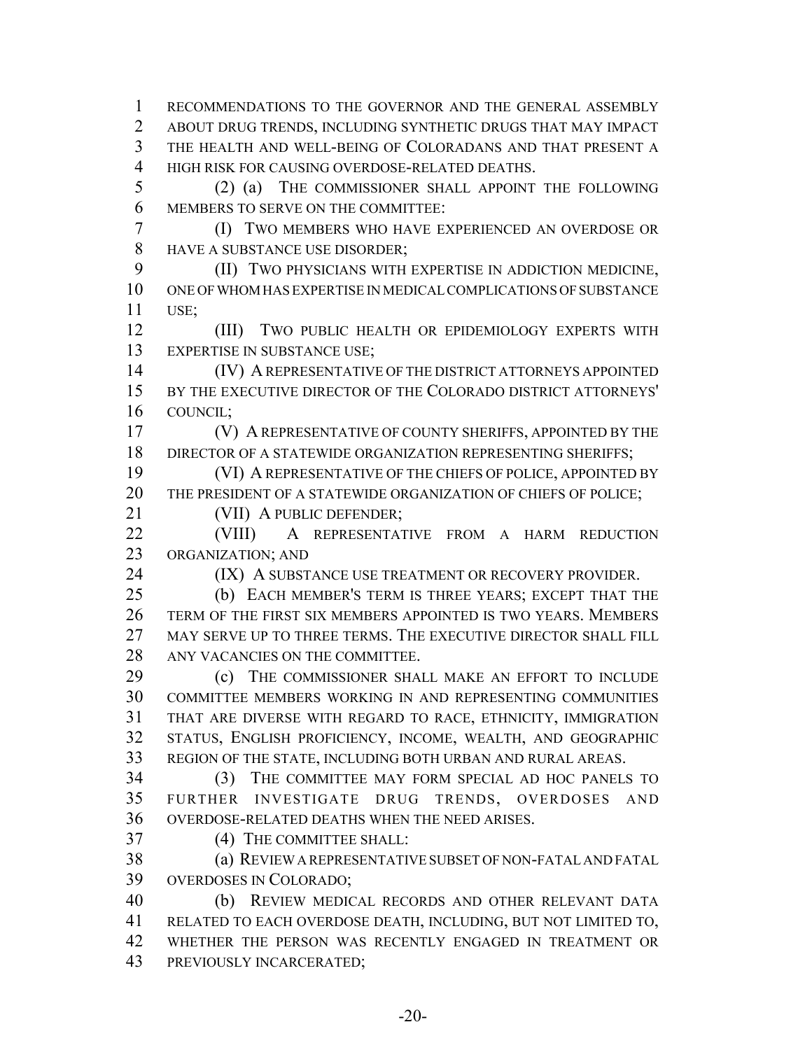RECOMMENDATIONS TO THE GOVERNOR AND THE GENERAL ASSEMBLY ABOUT DRUG TRENDS, INCLUDING SYNTHETIC DRUGS THAT MAY IMPACT THE HEALTH AND WELL-BEING OF COLORADANS AND THAT PRESENT A HIGH RISK FOR CAUSING OVERDOSE-RELATED DEATHS.

(2) (a) THE COMMISSIONER SHALL APPOINT THE FOLLOWING MEMBERS TO SERVE ON THE COMMITTEE:

(I) TWO MEMBERS WHO HAVE EXPERIENCED AN OVERDOSE OR HAVE A SUBSTANCE USE DISORDER;

(II) TWO PHYSICIANS WITH EXPERTISE IN ADDICTION MEDICINE, ONE OF WHOM HAS EXPERTISE IN MEDICAL COMPLICATIONS OF SUBSTANCE USE;

(III) TWO PUBLIC HEALTH OR EPIDEMIOLOGY EXPERTS WITH EXPERTISE IN SUBSTANCE USE;

(IV) A REPRESENTATIVE OF THE DISTRICT ATTORNEYS APPOINTED BY THE EXECUTIVE DIRECTOR OF THE COLORADO DISTRICT ATTORNEYS' COUNCIL;

(V) A REPRESENTATIVE OF COUNTY SHERIFFS, APPOINTED BY THE DIRECTOR OF A STATEWIDE ORGANIZATION REPRESENTING SHERIFFS;

(VI) A REPRESENTATIVE OF THE CHIEFS OF POLICE, APPOINTED BY THE PRESIDENT OF A STATEWIDE ORGANIZATION OF CHIEFS OF POLICE;

(VII) A PUBLIC DEFENDER;

(VIII) A REPRESENTATIVE FROM A HARM REDUCTION ORGANIZATION; AND

(IX) A SUBSTANCE USE TREATMENT OR RECOVERY PROVIDER.

(b) EACH MEMBER'S TERM IS THREE YEARS; EXCEPT THAT THE TERM OF THE FIRST SIX MEMBERS APPOINTED IS TWO YEARS. MEMBERS MAY SERVE UP TO THREE TERMS. THE EXECUTIVE DIRECTOR SHALL FILL ANY VACANCIES ON THE COMMITTEE.

(c) THE COMMISSIONER SHALL MAKE AN EFFORT TO INCLUDE COMMITTEE MEMBERS WORKING IN AND REPRESENTING COMMUNITIES THAT ARE DIVERSE WITH REGARD TO RACE, ETHNICITY, IMMIGRATION STATUS, ENGLISH PROFICIENCY, INCOME, WEALTH, AND GEOGRAPHIC REGION OF THE STATE, INCLUDING BOTH URBAN AND RURAL AREAS.

(3) THE COMMITTEE MAY FORM SPECIAL AD HOC PANELS TO FURTHER INVESTIGATE DRUG TRENDS, OVERDOSES AND OVERDOSE-RELATED DEATHS WHEN THE NEED ARISES.

(4) THE COMMITTEE SHALL:

(a) REVIEW A REPRESENTATIVE SUBSET OF NON-FATAL AND FATAL OVERDOSES IN COLORADO;

(b) REVIEW MEDICAL RECORDS AND OTHER RELEVANT DATA RELATED TO EACH OVERDOSE DEATH, INCLUDING, BUT NOT LIMITED TO, WHETHER THE PERSON WAS RECENTLY ENGAGED IN TREATMENT OR PREVIOUSLY INCARCERATED;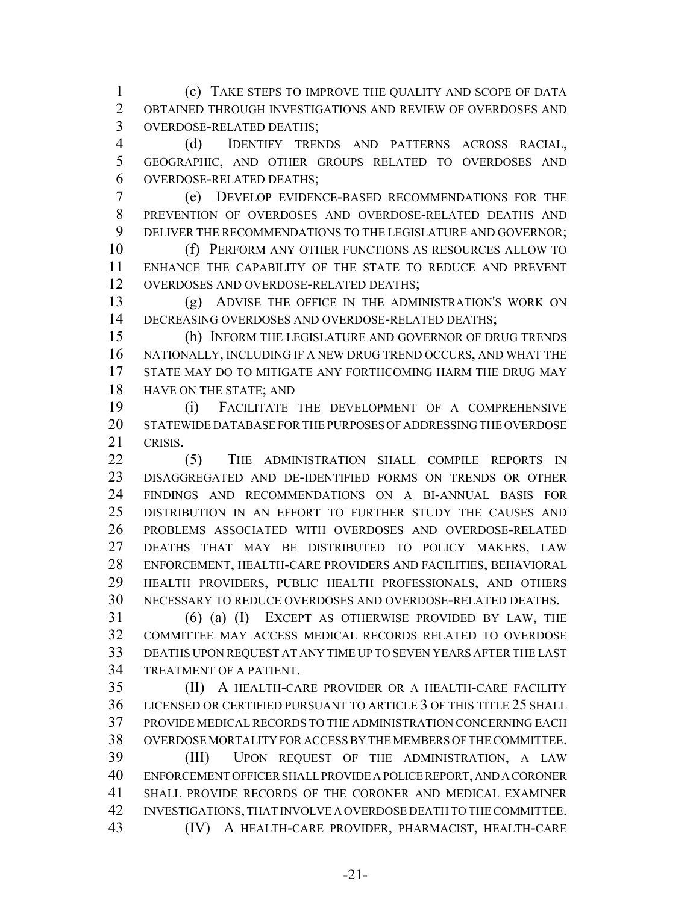(c) TAKE STEPS TO IMPROVE THE QUALITY AND SCOPE OF DATA OBTAINED THROUGH INVESTIGATIONS AND REVIEW OF OVERDOSES AND OVERDOSE-RELATED DEATHS;

(d) IDENTIFY TRENDS AND PATTERNS ACROSS RACIAL, GEOGRAPHIC, AND OTHER GROUPS RELATED TO OVERDOSES AND OVERDOSE-RELATED DEATHS;

(e) DEVELOP EVIDENCE-BASED RECOMMENDATIONS FOR THE PREVENTION OF OVERDOSES AND OVERDOSE-RELATED DEATHS AND DELIVER THE RECOMMENDATIONS TO THE LEGISLATURE AND GOVERNOR;

(f) PERFORM ANY OTHER FUNCTIONS AS RESOURCES ALLOW TO ENHANCE THE CAPABILITY OF THE STATE TO REDUCE AND PREVENT OVERDOSES AND OVERDOSE-RELATED DEATHS;

(g) ADVISE THE OFFICE IN THE ADMINISTRATION'S WORK ON DECREASING OVERDOSES AND OVERDOSE-RELATED DEATHS;

(h) INFORM THE LEGISLATURE AND GOVERNOR OF DRUG TRENDS NATIONALLY, INCLUDING IF A NEW DRUG TREND OCCURS, AND WHAT THE STATE MAY DO TO MITIGATE ANY FORTHCOMING HARM THE DRUG MAY HAVE ON THE STATE; AND

(i) FACILITATE THE DEVELOPMENT OF A COMPREHENSIVE STATEWIDE DATABASE FOR THE PURPOSES OF ADDRESSING THE OVERDOSE CRISIS.

(5) THE ADMINISTRATION SHALL COMPILE REPORTS IN DISAGGREGATED AND DE-IDENTIFIED FORMS ON TRENDS OR OTHER FINDINGS AND RECOMMENDATIONS ON A BI-ANNUAL BASIS FOR DISTRIBUTION IN AN EFFORT TO FURTHER STUDY THE CAUSES AND PROBLEMS ASSOCIATED WITH OVERDOSES AND OVERDOSE-RELATED DEATHS THAT MAY BE DISTRIBUTED TO POLICY MAKERS, LAW ENFORCEMENT, HEALTH-CARE PROVIDERS AND FACILITIES, BEHAVIORAL HEALTH PROVIDERS, PUBLIC HEALTH PROFESSIONALS, AND OTHERS NECESSARY TO REDUCE OVERDOSES AND OVERDOSE-RELATED DEATHS.

(6) (a) (I) EXCEPT AS OTHERWISE PROVIDED BY LAW, THE COMMITTEE MAY ACCESS MEDICAL RECORDS RELATED TO OVERDOSE DEATHS UPON REQUEST AT ANY TIME UP TO SEVEN YEARS AFTER THE LAST TREATMENT OF A PATIENT.

(II) A HEALTH-CARE PROVIDER OR A HEALTH-CARE FACILITY LICENSED OR CERTIFIED PURSUANT TO ARTICLE 3 OF THIS TITLE 25 SHALL PROVIDE MEDICAL RECORDS TO THE ADMINISTRATION CONCERNING EACH OVERDOSE MORTALITY FOR ACCESS BY THE MEMBERS OF THE COMMITTEE.

(III) UPON REQUEST OF THE ADMINISTRATION, A LAW ENFORCEMENT OFFICER SHALL PROVIDE A POLICE REPORT, AND A CORONER SHALL PROVIDE RECORDS OF THE CORONER AND MEDICAL EXAMINER INVESTIGATIONS, THAT INVOLVE A OVERDOSE DEATH TO THE COMMITTEE.

(IV) A HEALTH-CARE PROVIDER, PHARMACIST, HEALTH-CARE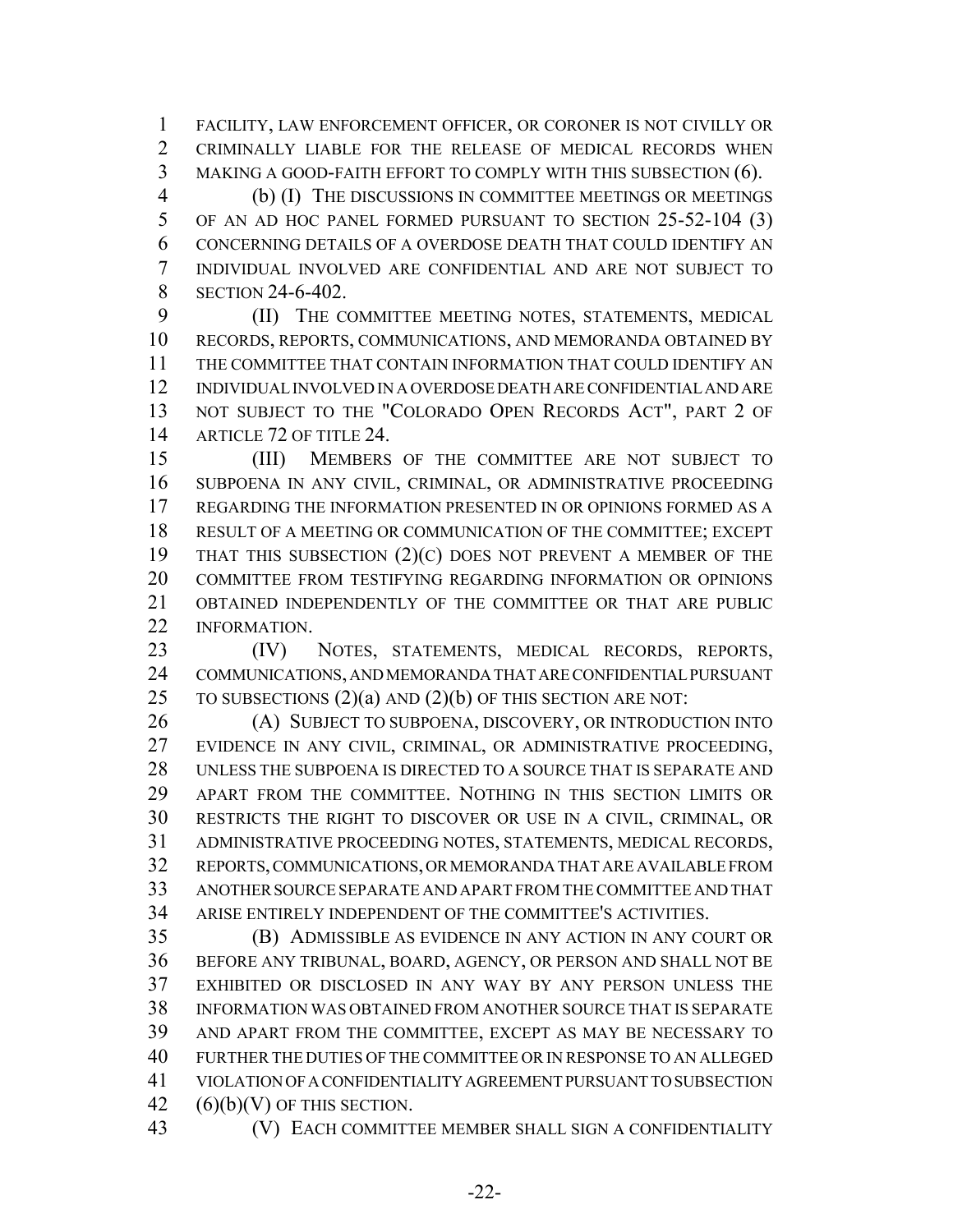FACILITY, LAW ENFORCEMENT OFFICER, OR CORONER IS NOT CIVILLY OR CRIMINALLY LIABLE FOR THE RELEASE OF MEDICAL RECORDS WHEN MAKING A GOOD-FAITH EFFORT TO COMPLY WITH THIS SUBSECTION (6).

(b) (I) THE DISCUSSIONS IN COMMITTEE MEETINGS OR MEETINGS OF AN AD HOC PANEL FORMED PURSUANT TO SECTION 25-52-104 (3) CONCERNING DETAILS OF A OVERDOSE DEATH THAT COULD IDENTIFY AN INDIVIDUAL INVOLVED ARE CONFIDENTIAL AND ARE NOT SUBJECT TO SECTION 24-6-402.

(II) THE COMMITTEE MEETING NOTES, STATEMENTS, MEDICAL RECORDS, REPORTS, COMMUNICATIONS, AND MEMORANDA OBTAINED BY THE COMMITTEE THAT CONTAIN INFORMATION THAT COULD IDENTIFY AN INDIVIDUAL INVOLVED IN A OVERDOSE DEATH ARE CONFIDENTIAL AND ARE NOT SUBJECT TO THE "COLORADO OPEN RECORDS ACT", PART 2 OF ARTICLE 72 OF TITLE 24.

(III) MEMBERS OF THE COMMITTEE ARE NOT SUBJECT TO SUBPOENA IN ANY CIVIL, CRIMINAL, OR ADMINISTRATIVE PROCEEDING REGARDING THE INFORMATION PRESENTED IN OR OPINIONS FORMED AS A RESULT OF A MEETING OR COMMUNICATION OF THE COMMITTEE; EXCEPT THAT THIS SUBSECTION (2)(C) DOES NOT PREVENT A MEMBER OF THE COMMITTEE FROM TESTIFYING REGARDING INFORMATION OR OPINIONS OBTAINED INDEPENDENTLY OF THE COMMITTEE OR THAT ARE PUBLIC INFORMATION.

(IV) NOTES, STATEMENTS, MEDICAL RECORDS, REPORTS, COMMUNICATIONS, AND MEMORANDA THAT ARE CONFIDENTIAL PURSUANT TO SUBSECTIONS (2)(a) AND (2)(b) OF THIS SECTION ARE NOT:

(A) SUBJECT TO SUBPOENA, DISCOVERY, OR INTRODUCTION INTO EVIDENCE IN ANY CIVIL, CRIMINAL, OR ADMINISTRATIVE PROCEEDING, UNLESS THE SUBPOENA IS DIRECTED TO A SOURCE THAT IS SEPARATE AND APART FROM THE COMMITTEE. NOTHING IN THIS SECTION LIMITS OR RESTRICTS THE RIGHT TO DISCOVER OR USE IN A CIVIL, CRIMINAL, OR ADMINISTRATIVE PROCEEDING NOTES, STATEMENTS, MEDICAL RECORDS, REPORTS, COMMUNICATIONS, OR MEMORANDA THAT ARE AVAILABLE FROM ANOTHER SOURCE SEPARATE AND APART FROM THE COMMITTEE AND THAT ARISE ENTIRELY INDEPENDENT OF THE COMMITTEE'S ACTIVITIES.

(B) ADMISSIBLE AS EVIDENCE IN ANY ACTION IN ANY COURT OR BEFORE ANY TRIBUNAL, BOARD, AGENCY, OR PERSON AND SHALL NOT BE EXHIBITED OR DISCLOSED IN ANY WAY BY ANY PERSON UNLESS THE INFORMATION WAS OBTAINED FROM ANOTHER SOURCE THAT IS SEPARATE AND APART FROM THE COMMITTEE, EXCEPT AS MAY BE NECESSARY TO FURTHER THE DUTIES OF THE COMMITTEE OR IN RESPONSE TO AN ALLEGED VIOLATION OF A CONFIDENTIALITY AGREEMENT PURSUANT TO SUBSECTION (6)(b)(V) OF THIS SECTION.

(V) EACH COMMITTEE MEMBER SHALL SIGN A CONFIDENTIALITY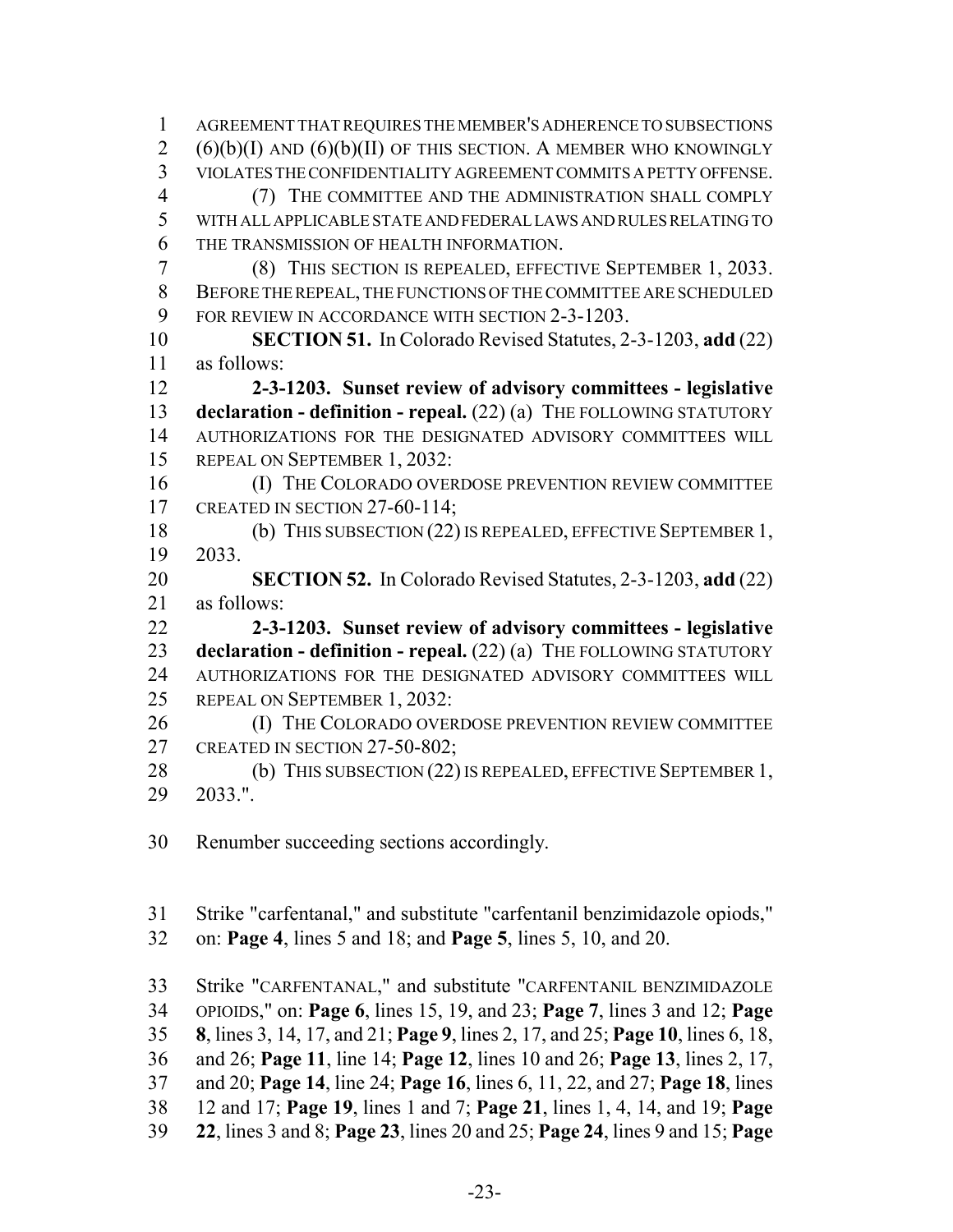AGREEMENT THAT REQUIRES THE MEMBER'S ADHERENCE TO SUBSECTIONS (6)(b)(I) AND (6)(b)(II) OF THIS SECTION. A MEMBER WHO KNOWINGLY VIOLATES THE CONFIDENTIALITY AGREEMENT COMMITS A PETTY OFFENSE.

(7) THE COMMITTEE AND THE ADMINISTRATION SHALL COMPLY WITH ALL APPLICABLE STATE AND FEDERAL LAWS AND RULES RELATING TO THE TRANSMISSION OF HEALTH INFORMATION.

(8) THIS SECTION IS REPEALED, EFFECTIVE SEPTEMBER 1, 2033. BEFORE THE REPEAL, THE FUNCTIONS OF THE COMMITTEE ARE SCHEDULED FOR REVIEW IN ACCORDANCE WITH SECTION 2-3-1203.

**SECTION 51.** In Colorado Revised Statutes, 2-3-1203, **add** (22) as follows:

**2-3-1203. Sunset review of advisory committees - legislative declaration - definition - repeal.** (22) (a) THE FOLLOWING STATUTORY AUTHORIZATIONS FOR THE DESIGNATED ADVISORY COMMITTEES WILL REPEAL ON SEPTEMBER 1, 2032:

(I) THE COLORADO OVERDOSE PREVENTION REVIEW COMMITTEE CREATED IN SECTION 27-60-114;

(b) THIS SUBSECTION (22) IS REPEALED, EFFECTIVE SEPTEMBER 1, 2033.

**SECTION 52.** In Colorado Revised Statutes, 2-3-1203, **add** (22) as follows:

**2-3-1203. Sunset review of advisory committees - legislative declaration - definition - repeal.** (22) (a) THE FOLLOWING STATUTORY AUTHORIZATIONS FOR THE DESIGNATED ADVISORY COMMITTEES WILL REPEAL ON SEPTEMBER 1, 2032:

(I) THE COLORADO OVERDOSE PREVENTION REVIEW COMMITTEE CREATED IN SECTION 27-50-802;

(b) THIS SUBSECTION (22) IS REPEALED, EFFECTIVE SEPTEMBER 1, 2033.".

Renumber succeeding sections accordingly.

Strike "carfentanal," and substitute "carfentanil benzimidazole opiods," on: **Page 4**, lines 5 and 18; and **Page 5**, lines 5, 10, and 20.

Strike "CARFENTANAL," and substitute "CARFENTANIL BENZIMIDAZOLE OPIOIDS," on: **Page 6**, lines 15, 19, and 23; **Page 7**, lines 3 and 12; **Page 8**, lines 3, 14, 17, and 21; **Page 9**, lines 2, 17, and 25; **Page 10**, lines 6, 18, and 26; **Page 11**, line 14; **Page 12**, lines 10 and 26; **Page 13**, lines 2, 17, and 20; **Page 14**, line 24; **Page 16**, lines 6, 11, 22, and 27; **Page 18**, lines 12 and 17; **Page 19**, lines 1 and 7; **Page 21**, lines 1, 4, 14, and 19; **Page 22**, lines 3 and 8; **Page 23**, lines 20 and 25; **Page 24**, lines 9 and 15; **Page**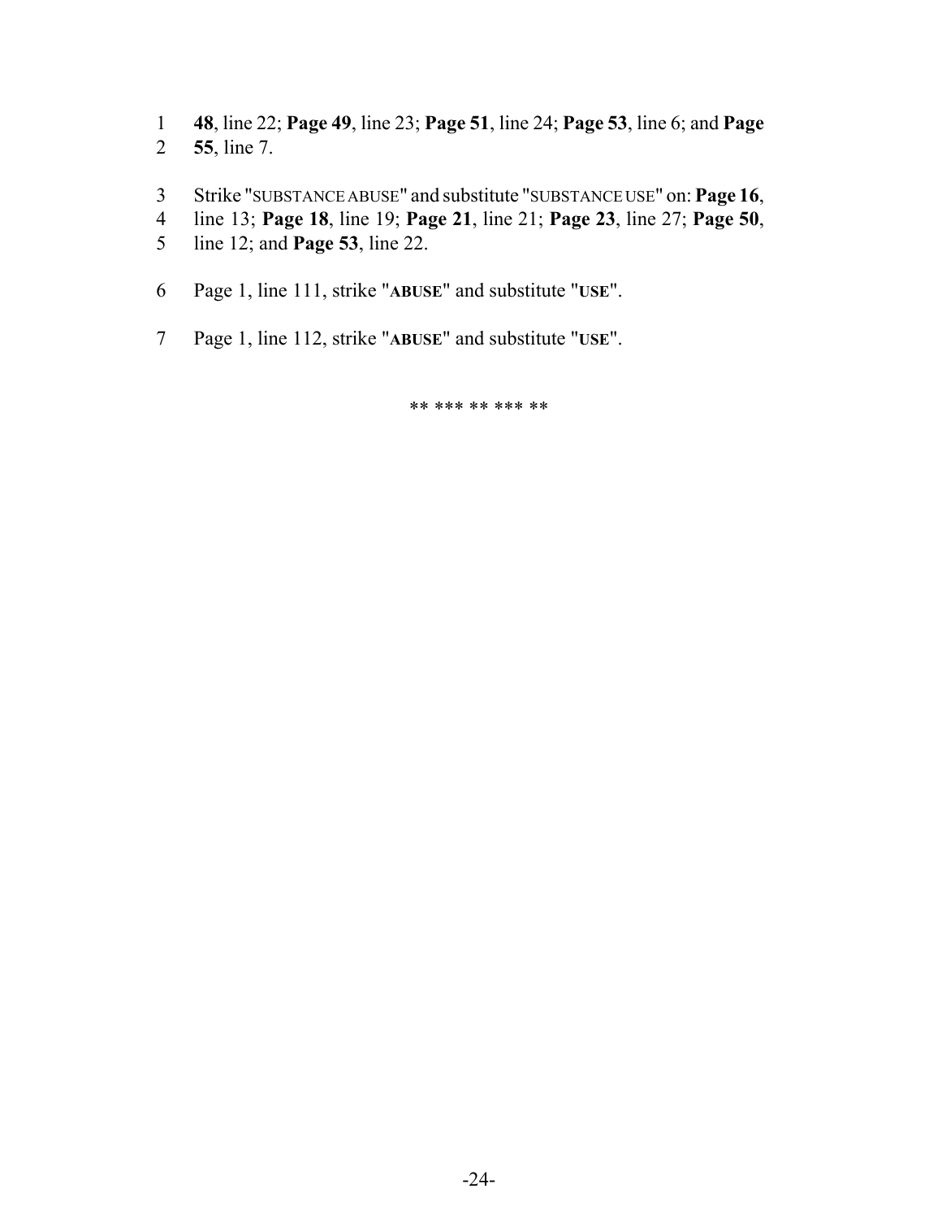**48**, line 22; **Page 49**, line 23; **Page 51**, line 24; **Page 53**, line 6; and **Page 55**, line 7.

Strike "SUBSTANCE ABUSE" and substitute "SUBSTANCE USE" on: **Page 16**, line 13; **Page 18**, line 19; **Page 21**, line 21; **Page 23**, line 27; **Page 50**, line 12; and **Page 53**, line 22.

Page 1, line 111, strike "**ABUSE**" and substitute "**USE**".

Page 1, line 112, strike "**ABUSE**" and substitute "**USE**".

** *** ** *** **